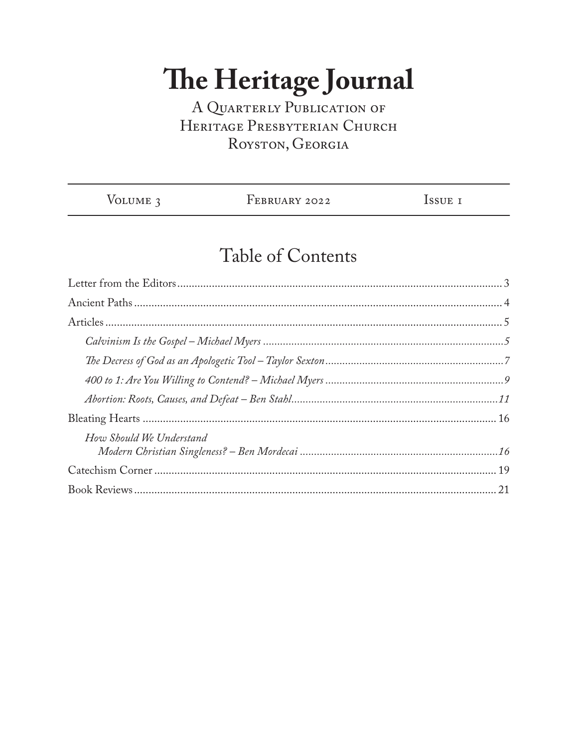# The Heritage Journal

A Quarterly Publication of
Heritage Presbyterian Church
Royston, Georgia

| Volume 3 | February 2022 | Issue 1 |
|---|---|---|

## Table of Contents

- Letter from the Editors ........ 3
- Ancient Paths ........ 4
- Articles ........ 5
  - *Calvinism Is the Gospel – Michael Myers ........ 5*
  - *The Decress of God as an Apologetic Tool – Taylor Sexton ........ 7*
  - *400 to 1: Are You Willing to Contend? – Michael Myers ........ 9*
  - *Abortion: Roots, Causes, and Defeat – Ben Stahl ........ 11*
- Bleating Hearts ........ 16
  - *How Should We Understand Modern Christian Singleness? – Ben Mordecai ........ 16*
- Catechism Corner ........ 19
- Book Reviews ........ 21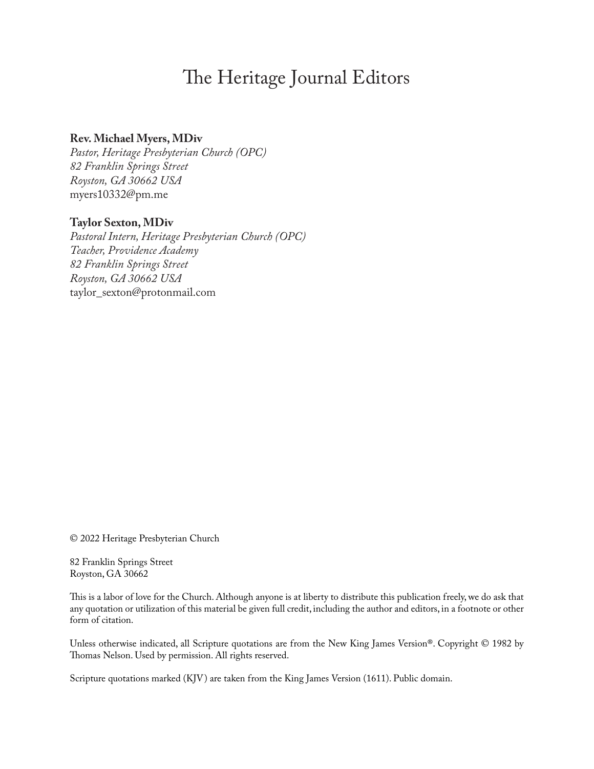# The Heritage Journal Editors

**Rev. Michael Myers, MDiv**
*Pastor, Heritage Presbyterian Church (OPC)*
*82 Franklin Springs Street*
*Royston, GA 30662 USA*
myers10332@pm.me

**Taylor Sexton, MDiv**
*Pastoral Intern, Heritage Presbyterian Church (OPC)*
*Teacher, Providence Academy*
*82 Franklin Springs Street*
*Royston, GA 30662 USA*
taylor_sexton@protonmail.com

© 2022 Heritage Presbyterian Church

82 Franklin Springs Street
Royston, GA 30662

This is a labor of love for the Church. Although anyone is at liberty to distribute this publication freely, we do ask that any quotation or utilization of this material be given full credit, including the author and editors, in a footnote or other form of citation.

Unless otherwise indicated, all Scripture quotations are from the New King James Version®. Copyright © 1982 by Thomas Nelson. Used by permission. All rights reserved.

Scripture quotations marked (KJV) are taken from the King James Version (1611). Public domain.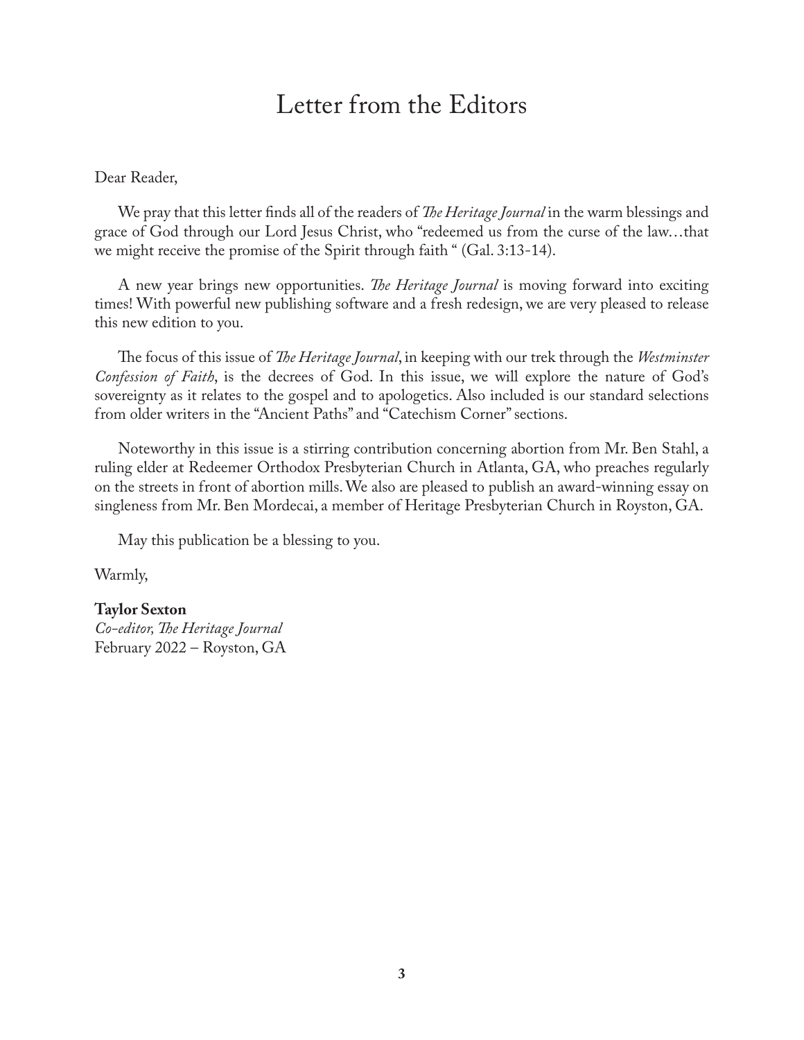# Letter from the Editors

Dear Reader,

We pray that this letter finds all of the readers of *The Heritage Journal* in the warm blessings and grace of God through our Lord Jesus Christ, who "redeemed us from the curse of the law…that we might receive the promise of the Spirit through faith " (Gal. 3:13-14).

A new year brings new opportunities. *The Heritage Journal* is moving forward into exciting times! With powerful new publishing software and a fresh redesign, we are very pleased to release this new edition to you.

The focus of this issue of *The Heritage Journal*, in keeping with our trek through the *Westminster Confession of Faith*, is the decrees of God. In this issue, we will explore the nature of God's sovereignty as it relates to the gospel and to apologetics. Also included is our standard selections from older writers in the "Ancient Paths" and "Catechism Corner" sections.

Noteworthy in this issue is a stirring contribution concerning abortion from Mr. Ben Stahl, a ruling elder at Redeemer Orthodox Presbyterian Church in Atlanta, GA, who preaches regularly on the streets in front of abortion mills. We also are pleased to publish an award-winning essay on singleness from Mr. Ben Mordecai, a member of Heritage Presbyterian Church in Royston, GA.

May this publication be a blessing to you.

Warmly,

**Taylor Sexton**
*Co-editor, The Heritage Journal*
February 2022 – Royston, GA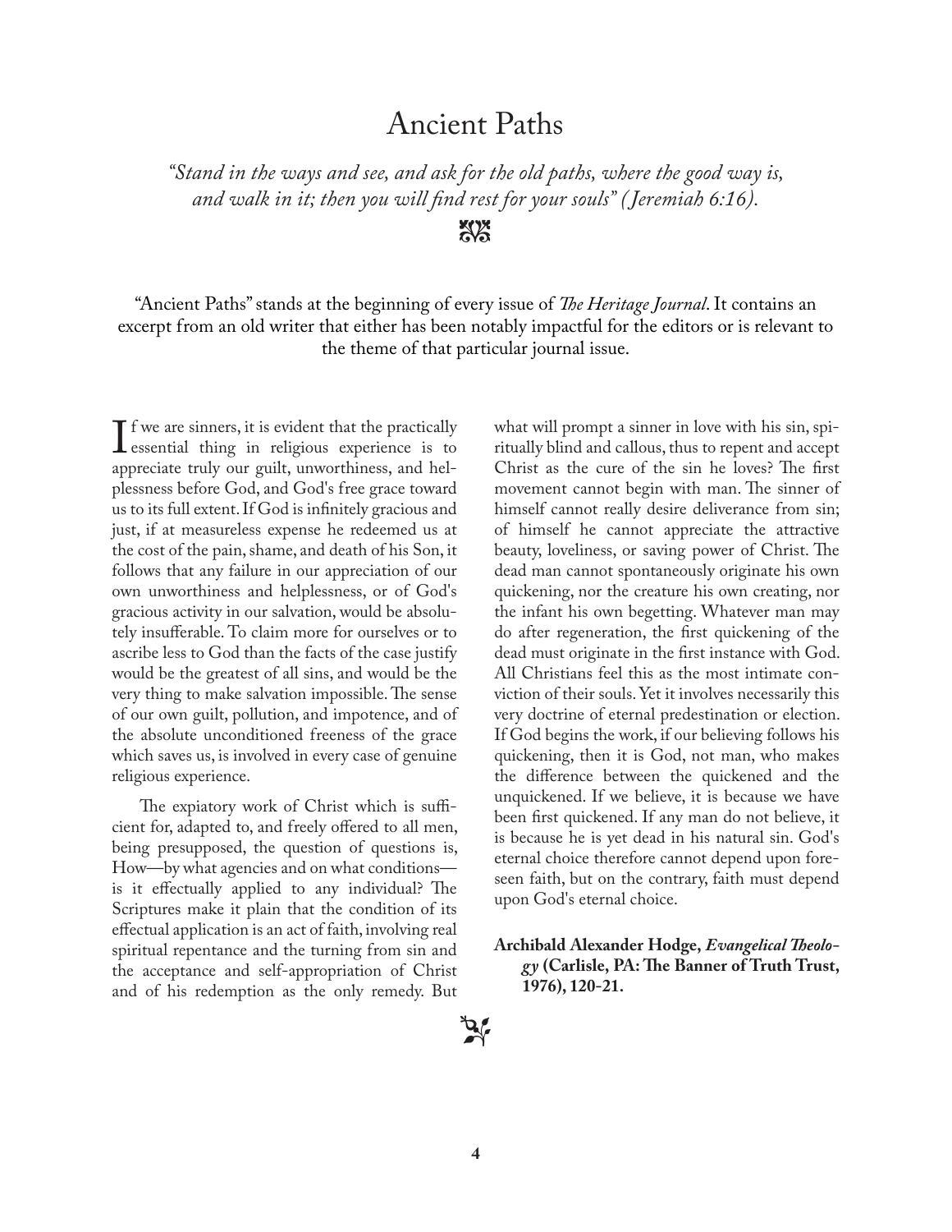# Ancient Paths

*"Stand in the ways and see, and ask for the old paths, where the good way is, and walk in it; then you will find rest for your souls" (Jeremiah 6:16).*

"Ancient Paths" stands at the beginning of every issue of *The Heritage Journal*. It contains an excerpt from an old writer that either has been notably impactful for the editors or is relevant to the theme of that particular journal issue.

If we are sinners, it is evident that the practically essential thing in religious experience is to appreciate truly our guilt, unworthiness, and helplessness before God, and God's free grace toward us to its full extent. If God is infinitely gracious and just, if at measureless expense he redeemed us at the cost of the pain, shame, and death of his Son, it follows that any failure in our appreciation of our own unworthiness and helplessness, or of God's gracious activity in our salvation, would be absolutely insufferable. To claim more for ourselves or to ascribe less to God than the facts of the case justify would be the greatest of all sins, and would be the very thing to make salvation impossible. The sense of our own guilt, pollution, and impotence, and of the absolute unconditioned freeness of the grace which saves us, is involved in every case of genuine religious experience.

The expiatory work of Christ which is sufficient for, adapted to, and freely offered to all men, being presupposed, the question of questions is, How—by what agencies and on what conditions—is it effectually applied to any individual? The Scriptures make it plain that the condition of its effectual application is an act of faith, involving real spiritual repentance and the turning from sin and the acceptance and self-appropriation of Christ and of his redemption as the only remedy. But what will prompt a sinner in love with his sin, spiritually blind and callous, thus to repent and accept Christ as the cure of the sin he loves? The first movement cannot begin with man. The sinner of himself cannot really desire deliverance from sin; of himself he cannot appreciate the attractive beauty, loveliness, or saving power of Christ. The dead man cannot spontaneously originate his own quickening, nor the creature his own creating, nor the infant his own begetting. Whatever man may do after regeneration, the first quickening of the dead must originate in the first instance with God. All Christians feel this as the most intimate conviction of their souls. Yet it involves necessarily this very doctrine of eternal predestination or election. If God begins the work, if our believing follows his quickening, then it is God, not man, who makes the difference between the quickened and the unquickened. If we believe, it is because we have been first quickened. If any man do not believe, it is because he is yet dead in his natural sin. God's eternal choice therefore cannot depend upon foreseen faith, but on the contrary, faith must depend upon God's eternal choice.

**Archibald Alexander Hodge, *Evangelical Theology* (Carlisle, PA: The Banner of Truth Trust, 1976), 120-21.**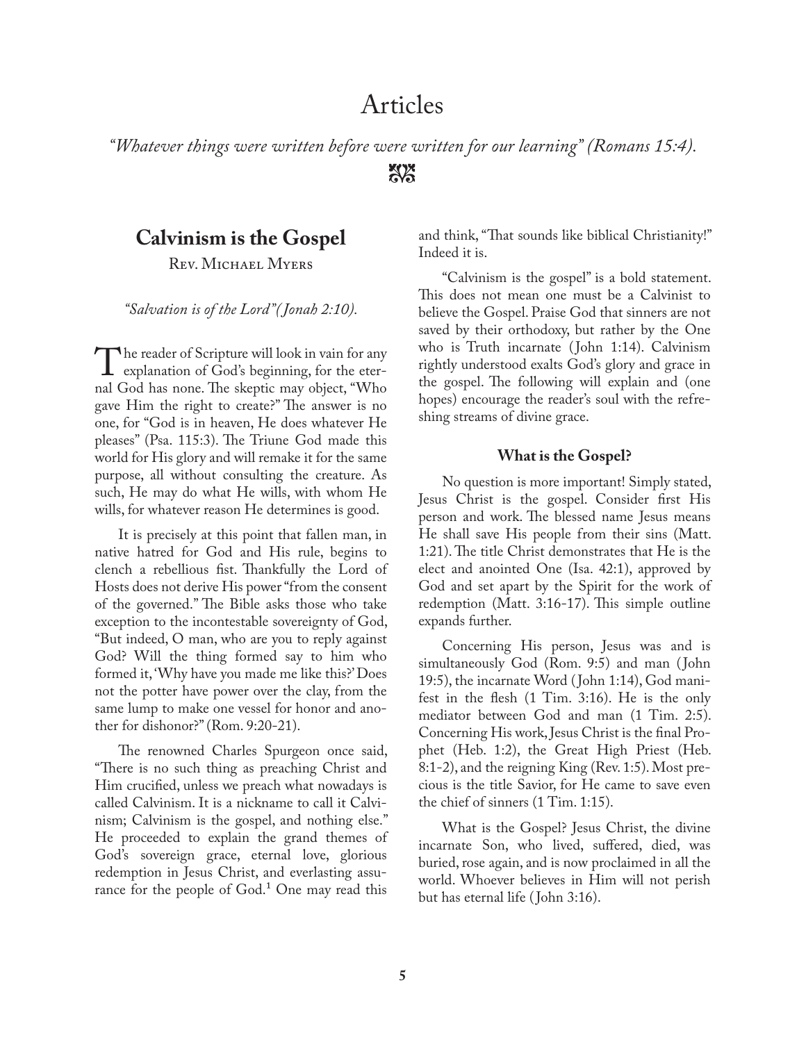# Articles

*"Whatever things were written before were written for our learning" (Romans 15:4).*

## Calvinism is the Gospel

Rev. Michael Myers

*"Salvation is of the Lord" (Jonah 2:10).*

The reader of Scripture will look in vain for any explanation of God's beginning, for the eternal God has none. The skeptic may object, "Who gave Him the right to create?" The answer is no one, for "God is in heaven, He does whatever He pleases" (Psa. 115:3). The Triune God made this world for His glory and will remake it for the same purpose, all without consulting the creature. As such, He may do what He wills, with whom He wills, for whatever reason He determines is good.

It is precisely at this point that fallen man, in native hatred for God and His rule, begins to clench a rebellious fist. Thankfully the Lord of Hosts does not derive His power "from the consent of the governed." The Bible asks those who take exception to the incontestable sovereignty of God, "But indeed, O man, who are you to reply against God? Will the thing formed say to him who formed it, 'Why have you made me like this?' Does not the potter have power over the clay, from the same lump to make one vessel for honor and another for dishonor?" (Rom. 9:20-21).

The renowned Charles Spurgeon once said, "There is no such thing as preaching Christ and Him crucified, unless we preach what nowadays is called Calvinism. It is a nickname to call it Calvinism; Calvinism is the gospel, and nothing else." He proceeded to explain the grand themes of God's sovereign grace, eternal love, glorious redemption in Jesus Christ, and everlasting assurance for the people of God.[1] One may read this and think, "That sounds like biblical Christianity!" Indeed it is.

"Calvinism is the gospel" is a bold statement. This does not mean one must be a Calvinist to believe the Gospel. Praise God that sinners are not saved by their orthodoxy, but rather by the One who is Truth incarnate (John 1:14). Calvinism rightly understood exalts God's glory and grace in the gospel. The following will explain and (one hopes) encourage the reader's soul with the refreshing streams of divine grace.

### What is the Gospel?

No question is more important! Simply stated, Jesus Christ is the gospel. Consider first His person and work. The blessed name Jesus means He shall save His people from their sins (Matt. 1:21). The title Christ demonstrates that He is the elect and anointed One (Isa. 42:1), approved by God and set apart by the Spirit for the work of redemption (Matt. 3:16-17). This simple outline expands further.

Concerning His person, Jesus was and is simultaneously God (Rom. 9:5) and man (John 19:5), the incarnate Word (John 1:14), God manifest in the flesh (1 Tim. 3:16). He is the only mediator between God and man (1 Tim. 2:5). Concerning His work, Jesus Christ is the final Prophet (Heb. 1:2), the Great High Priest (Heb. 8:1-2), and the reigning King (Rev. 1:5). Most precious is the title Savior, for He came to save even the chief of sinners (1 Tim. 1:15).

What is the Gospel? Jesus Christ, the divine incarnate Son, who lived, suffered, died, was buried, rose again, and is now proclaimed in all the world. Whoever believes in Him will not perish but has eternal life (John 3:16).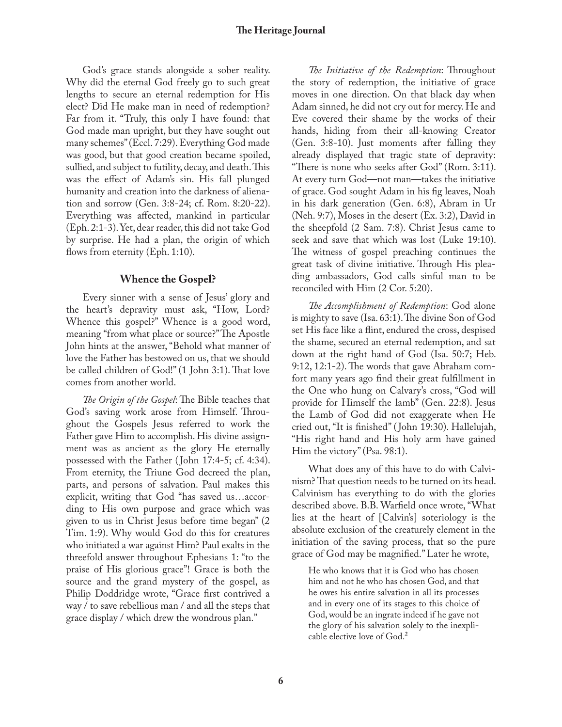God's grace stands alongside a sober reality. Why did the eternal God freely go to such great lengths to secure an eternal redemption for His elect? Did He make man in need of redemption? Far from it. "Truly, this only I have found: that God made man upright, but they have sought out many schemes" (Eccl. 7:29). Everything God made was good, but that good creation became spoiled, sullied, and subject to futility, decay, and death. This was the effect of Adam's sin. His fall plunged humanity and creation into the darkness of alienation and sorrow (Gen. 3:8-24; cf. Rom. 8:20-22). Everything was affected, mankind in particular (Eph. 2:1-3). Yet, dear reader, this did not take God by surprise. He had a plan, the origin of which flows from eternity (Eph. 1:10).

## Whence the Gospel?

Every sinner with a sense of Jesus' glory and the heart's depravity must ask, "How, Lord? Whence this gospel?" Whence is a good word, meaning "from what place or source?" The Apostle John hints at the answer, "Behold what manner of love the Father has bestowed on us, that we should be called children of God!" (1 John 3:1). That love comes from another world.

*The Origin of the Gospel*: The Bible teaches that God's saving work arose from Himself. Throughout the Gospels Jesus referred to work the Father gave Him to accomplish. His divine assignment was as ancient as the glory He eternally possessed with the Father (John 17:4-5; cf. 4:34). From eternity, the Triune God decreed the plan, parts, and persons of salvation. Paul makes this explicit, writing that God "has saved us…according to His own purpose and grace which was given to us in Christ Jesus before time began" (2 Tim. 1:9). Why would God do this for creatures who initiated a war against Him? Paul exalts in the threefold answer throughout Ephesians 1: "to the praise of His glorious grace"! Grace is both the source and the grand mystery of the gospel, as Philip Doddridge wrote, "Grace first contrived a way / to save rebellious man / and all the steps that grace display / which drew the wondrous plan."

*The Initiative of the Redemption*: Throughout the story of redemption, the initiative of grace moves in one direction. On that black day when Adam sinned, he did not cry out for mercy. He and Eve covered their shame by the works of their hands, hiding from their all-knowing Creator (Gen. 3:8-10). Just moments after falling they already displayed that tragic state of depravity: "There is none who seeks after God" (Rom. 3:11). At every turn God—not man—takes the initiative of grace. God sought Adam in his fig leaves, Noah in his dark generation (Gen. 6:8), Abram in Ur (Neh. 9:7), Moses in the desert (Ex. 3:2), David in the sheepfold (2 Sam. 7:8). Christ Jesus came to seek and save that which was lost (Luke 19:10). The witness of gospel preaching continues the great task of divine initiative. Through His pleading ambassadors, God calls sinful man to be reconciled with Him (2 Cor. 5:20).

*The Accomplishment of Redemption*: God alone is mighty to save (Isa. 63:1). The divine Son of God set His face like a flint, endured the cross, despised the shame, secured an eternal redemption, and sat down at the right hand of God (Isa. 50:7; Heb. 9:12, 12:1-2). The words that gave Abraham comfort many years ago find their great fulfillment in the One who hung on Calvary's cross, "God will provide for Himself the lamb" (Gen. 22:8). Jesus the Lamb of God did not exaggerate when He cried out, "It is finished" (John 19:30). Hallelujah, "His right hand and His holy arm have gained Him the victory" (Psa. 98:1).

What does any of this have to do with Calvinism? That question needs to be turned on its head. Calvinism has everything to do with the glories described above. B.B. Warfield once wrote, "What lies at the heart of [Calvin's] soteriology is the absolute exclusion of the creaturely element in the initiation of the saving process, that so the pure grace of God may be magnified." Later he wrote,

> He who knows that it is God who has chosen him and not he who has chosen God, and that he owes his entire salvation in all its processes and in every one of its stages to this choice of God, would be an ingrate indeed if he gave not the glory of his salvation solely to the inexplicable elective love of God.[2]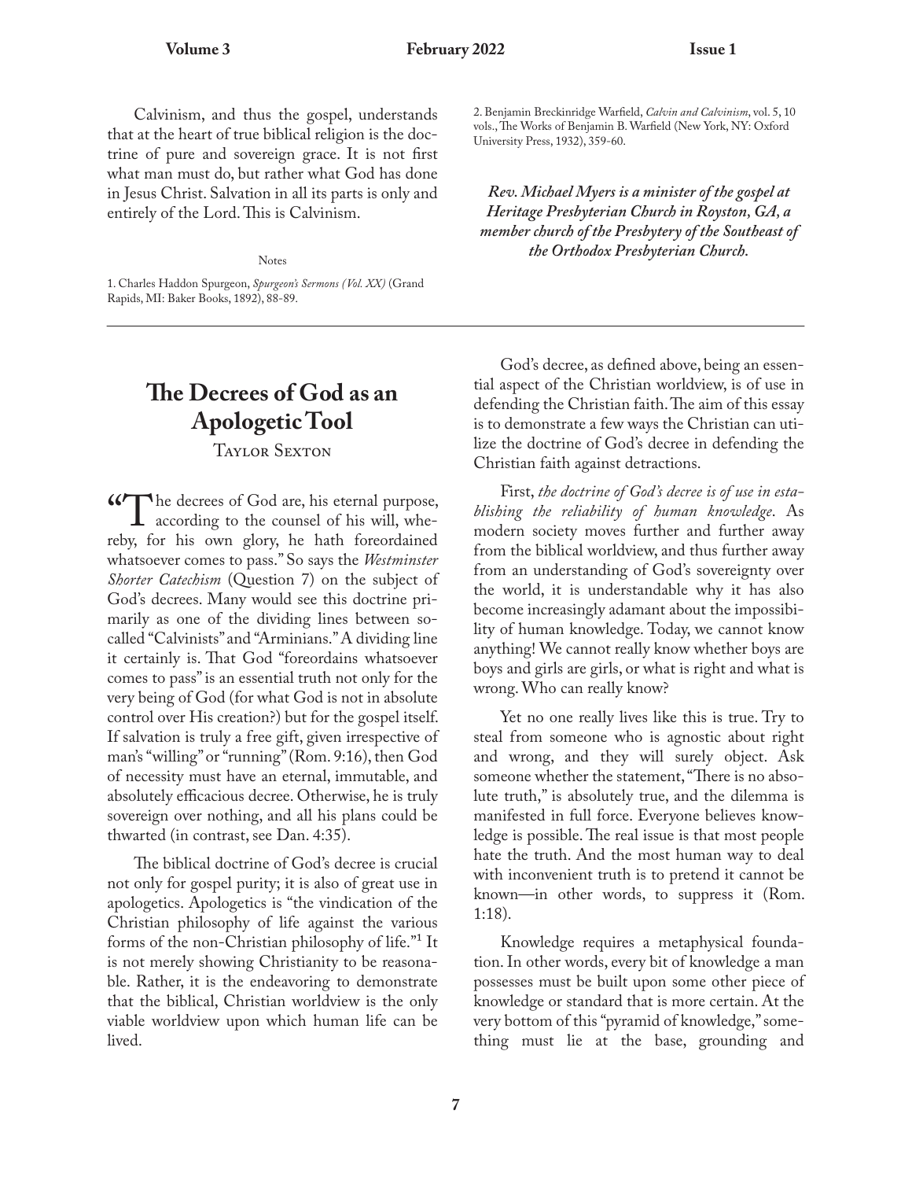Calvinism, and thus the gospel, understands that at the heart of true biblical religion is the doctrine of pure and sovereign grace. It is not first what man must do, but rather what God has done in Jesus Christ. Salvation in all its parts is only and entirely of the Lord. This is Calvinism.

Notes

1. Charles Haddon Spurgeon, *Spurgeon's Sermons (Vol. XX)* (Grand Rapids, MI: Baker Books, 1892), 88-89.

2. Benjamin Breckinridge Warfield, *Calvin and Calvinism*, vol. 5, 10 vols., The Works of Benjamin B. Warfield (New York, NY: Oxford University Press, 1932), 359-60.

***Rev. Michael Myers is a minister of the gospel at Heritage Presbyterian Church in Royston, GA, a member church of the Presbytery of the Southeast of the Orthodox Presbyterian Church.***

---

# The Decrees of God as an Apologetic Tool

Taylor Sexton

"The decrees of God are, his eternal purpose, according to the counsel of his will, whereby, for his own glory, he hath foreordained whatsoever comes to pass." So says the *Westminster Shorter Catechism* (Question 7) on the subject of God's decrees. Many would see this doctrine primarily as one of the dividing lines between so-called "Calvinists" and "Arminians." A dividing line it certainly is. That God "foreordains whatsoever comes to pass" is an essential truth not only for the very being of God (for what God is not in absolute control over His creation?) but for the gospel itself. If salvation is truly a free gift, given irrespective of man's "willing" or "running" (Rom. 9:16), then God of necessity must have an eternal, immutable, and absolutely efficacious decree. Otherwise, he is truly sovereign over nothing, and all his plans could be thwarted (in contrast, see Dan. 4:35).

The biblical doctrine of God's decree is crucial not only for gospel purity; it is also of great use in apologetics. Apologetics is "the vindication of the Christian philosophy of life against the various forms of the non-Christian philosophy of life."[1] It is not merely showing Christianity to be reasonable. Rather, it is the endeavoring to demonstrate that the biblical, Christian worldview is the only viable worldview upon which human life can be lived.

God's decree, as defined above, being an essential aspect of the Christian worldview, is of use in defending the Christian faith. The aim of this essay is to demonstrate a few ways the Christian can utilize the doctrine of God's decree in defending the Christian faith against detractions.

First, *the doctrine of God's decree is of use in establishing the reliability of human knowledge*. As modern society moves further and further away from the biblical worldview, and thus further away from an understanding of God's sovereignty over the world, it is understandable why it has also become increasingly adamant about the impossibility of human knowledge. Today, we cannot know anything! We cannot really know whether boys are boys and girls are girls, or what is right and what is wrong. Who can really know?

Yet no one really lives like this is true. Try to steal from someone who is agnostic about right and wrong, and they will surely object. Ask someone whether the statement, "There is no absolute truth," is absolutely true, and the dilemma is manifested in full force. Everyone believes knowledge is possible. The real issue is that most people hate the truth. And the most human way to deal with inconvenient truth is to pretend it cannot be known—in other words, to suppress it (Rom. 1:18).

Knowledge requires a metaphysical foundation. In other words, every bit of knowledge a man possesses must be built upon some other piece of knowledge or standard that is more certain. At the very bottom of this "pyramid of knowledge," something must lie at the base, grounding and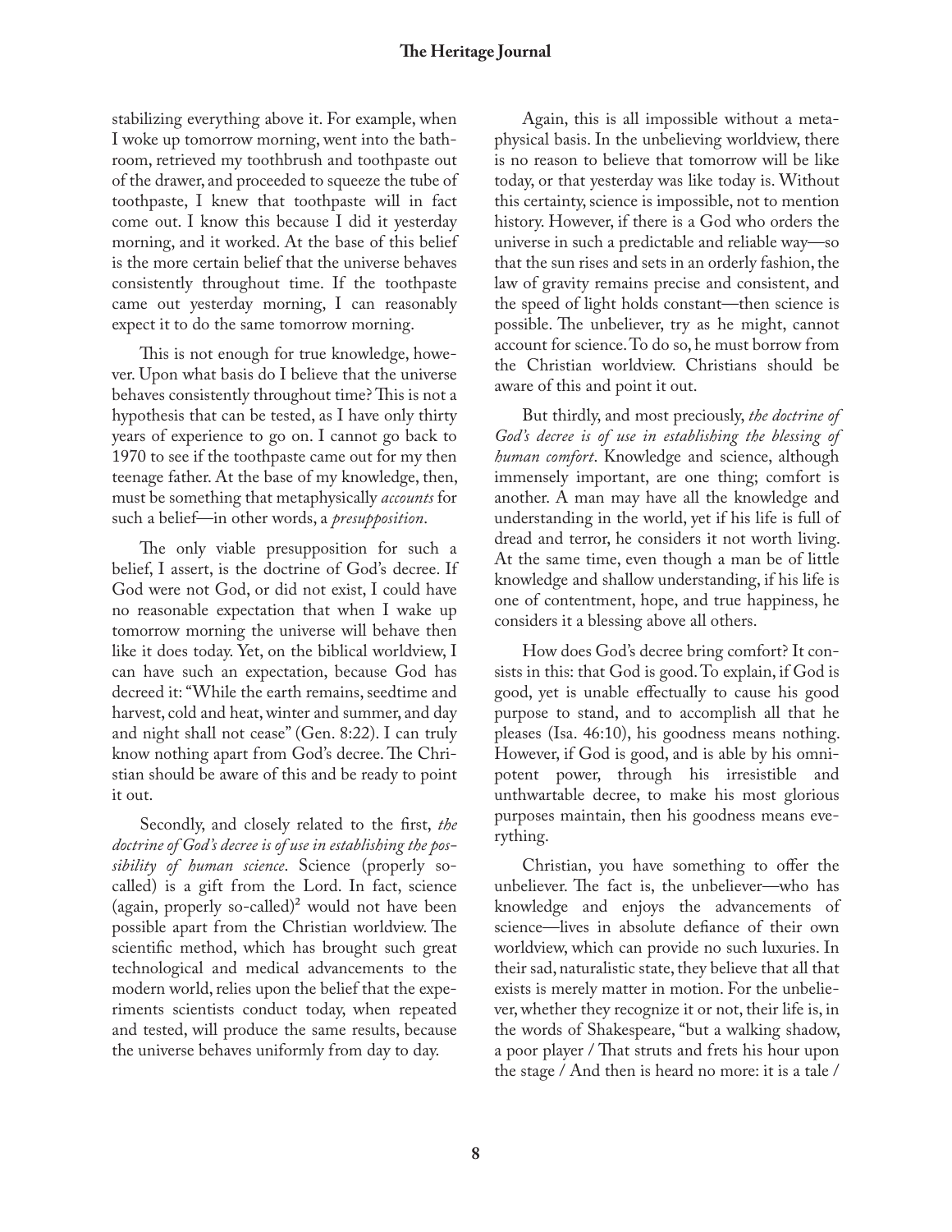stabilizing everything above it. For example, when I woke up tomorrow morning, went into the bathroom, retrieved my toothbrush and toothpaste out of the drawer, and proceeded to squeeze the tube of toothpaste, I knew that toothpaste will in fact come out. I know this because I did it yesterday morning, and it worked. At the base of this belief is the more certain belief that the universe behaves consistently throughout time. If the toothpaste came out yesterday morning, I can reasonably expect it to do the same tomorrow morning.

This is not enough for true knowledge, however. Upon what basis do I believe that the universe behaves consistently throughout time? This is not a hypothesis that can be tested, as I have only thirty years of experience to go on. I cannot go back to 1970 to see if the toothpaste came out for my then teenage father. At the base of my knowledge, then, must be something that metaphysically *accounts* for such a belief—in other words, a *presupposition*.

The only viable presupposition for such a belief, I assert, is the doctrine of God's decree. If God were not God, or did not exist, I could have no reasonable expectation that when I wake up tomorrow morning the universe will behave then like it does today. Yet, on the biblical worldview, I can have such an expectation, because God has decreed it: "While the earth remains, seedtime and harvest, cold and heat, winter and summer, and day and night shall not cease" (Gen. 8:22). I can truly know nothing apart from God's decree. The Christian should be aware of this and be ready to point it out.

Secondly, and closely related to the first, *the doctrine of God's decree is of use in establishing the possibility of human science*. Science (properly so-called) is a gift from the Lord. In fact, science (again, properly so-called)[2] would not have been possible apart from the Christian worldview. The scientific method, which has brought such great technological and medical advancements to the modern world, relies upon the belief that the experiments scientists conduct today, when repeated and tested, will produce the same results, because the universe behaves uniformly from day to day.

Again, this is all impossible without a metaphysical basis. In the unbelieving worldview, there is no reason to believe that tomorrow will be like today, or that yesterday was like today is. Without this certainty, science is impossible, not to mention history. However, if there is a God who orders the universe in such a predictable and reliable way—so that the sun rises and sets in an orderly fashion, the law of gravity remains precise and consistent, and the speed of light holds constant—then science is possible. The unbeliever, try as he might, cannot account for science. To do so, he must borrow from the Christian worldview. Christians should be aware of this and point it out.

But thirdly, and most preciously, *the doctrine of God's decree is of use in establishing the blessing of human comfort*. Knowledge and science, although immensely important, are one thing; comfort is another. A man may have all the knowledge and understanding in the world, yet if his life is full of dread and terror, he considers it not worth living. At the same time, even though a man be of little knowledge and shallow understanding, if his life is one of contentment, hope, and true happiness, he considers it a blessing above all others.

How does God's decree bring comfort? It consists in this: that God is good. To explain, if God is good, yet is unable effectually to cause his good purpose to stand, and to accomplish all that he pleases (Isa. 46:10), his goodness means nothing. However, if God is good, and is able by his omnipotent power, through his irresistible and unthwartable decree, to make his most glorious purposes maintain, then his goodness means everything.

Christian, you have something to offer the unbeliever. The fact is, the unbeliever—who has knowledge and enjoys the advancements of science—lives in absolute defiance of their own worldview, which can provide no such luxuries. In their sad, naturalistic state, they believe that all that exists is merely matter in motion. For the unbeliever, whether they recognize it or not, their life is, in the words of Shakespeare, "but a walking shadow, a poor player / That struts and frets his hour upon the stage / And then is heard no more: it is a tale /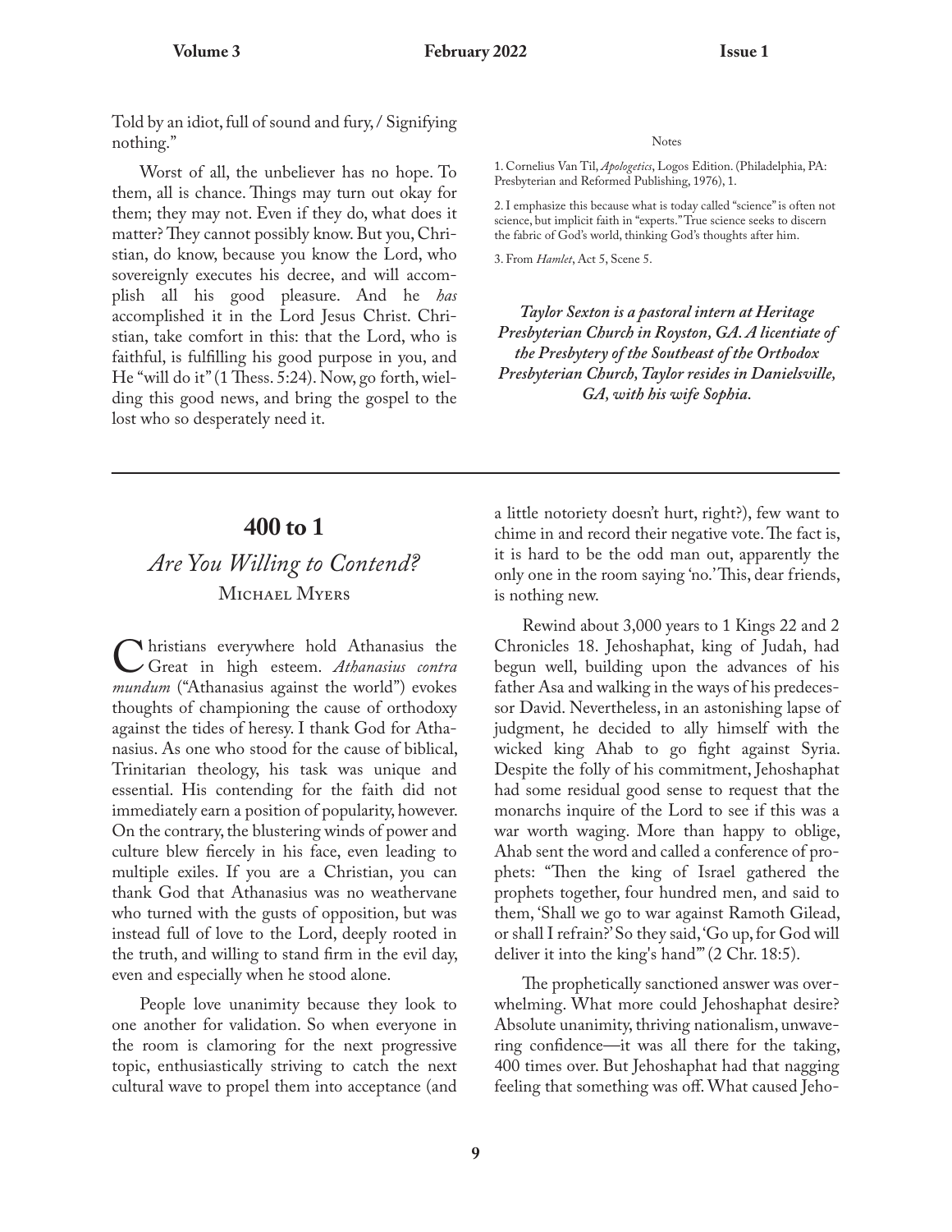Told by an idiot, full of sound and fury, / Signifying nothing."

Worst of all, the unbeliever has no hope. To them, all is chance. Things may turn out okay for them; they may not. Even if they do, what does it matter? They cannot possibly know. But you, Christian, do know, because you know the Lord, who sovereignly executes his decree, and will accomplish all his good pleasure. And he *has* accomplished it in the Lord Jesus Christ. Christian, take comfort in this: that the Lord, who is faithful, is fulfilling his good purpose in you, and He "will do it" (1 Thess. 5:24). Now, go forth, wielding this good news, and bring the gospel to the lost who so desperately need it.

Notes

1. Cornelius Van Til, *Apologetics*, Logos Edition. (Philadelphia, PA: Presbyterian and Reformed Publishing, 1976), 1.

2. I emphasize this because what is today called "science" is often not science, but implicit faith in "experts." True science seeks to discern the fabric of God's world, thinking God's thoughts after him.

3. From *Hamlet*, Act 5, Scene 5.

***Taylor Sexton is a pastoral intern at Heritage Presbyterian Church in Royston, GA. A licentiate of the Presbytery of the Southeast of the Orthodox Presbyterian Church, Taylor resides in Danielsville, GA, with his wife Sophia.***

---

## 400 to 1

### *Are You Willing to Contend?*

Michael Myers

Christians everywhere hold Athanasius the Great in high esteem. *Athanasius contra mundum* ("Athanasius against the world") evokes thoughts of championing the cause of orthodoxy against the tides of heresy. I thank God for Athanasius. As one who stood for the cause of biblical, Trinitarian theology, his task was unique and essential. His contending for the faith did not immediately earn a position of popularity, however. On the contrary, the blustering winds of power and culture blew fiercely in his face, even leading to multiple exiles. If you are a Christian, you can thank God that Athanasius was no weathervane who turned with the gusts of opposition, but was instead full of love to the Lord, deeply rooted in the truth, and willing to stand firm in the evil day, even and especially when he stood alone.

People love unanimity because they look to one another for validation. So when everyone in the room is clamoring for the next progressive topic, enthusiastically striving to catch the next cultural wave to propel them into acceptance (and a little notoriety doesn't hurt, right?), few want to chime in and record their negative vote. The fact is, it is hard to be the odd man out, apparently the only one in the room saying 'no.' This, dear friends, is nothing new.

Rewind about 3,000 years to 1 Kings 22 and 2 Chronicles 18. Jehoshaphat, king of Judah, had begun well, building upon the advances of his father Asa and walking in the ways of his predecessor David. Nevertheless, in an astonishing lapse of judgment, he decided to ally himself with the wicked king Ahab to go fight against Syria. Despite the folly of his commitment, Jehoshaphat had some residual good sense to request that the monarchs inquire of the Lord to see if this was a war worth waging. More than happy to oblige, Ahab sent the word and called a conference of prophets: "Then the king of Israel gathered the prophets together, four hundred men, and said to them, 'Shall we go to war against Ramoth Gilead, or shall I refrain?' So they said, 'Go up, for God will deliver it into the king's hand'" (2 Chr. 18:5).

The prophetically sanctioned answer was overwhelming. What more could Jehoshaphat desire? Absolute unanimity, thriving nationalism, unwavering confidence—it was all there for the taking, 400 times over. But Jehoshaphat had that nagging feeling that something was off. What caused Jeho-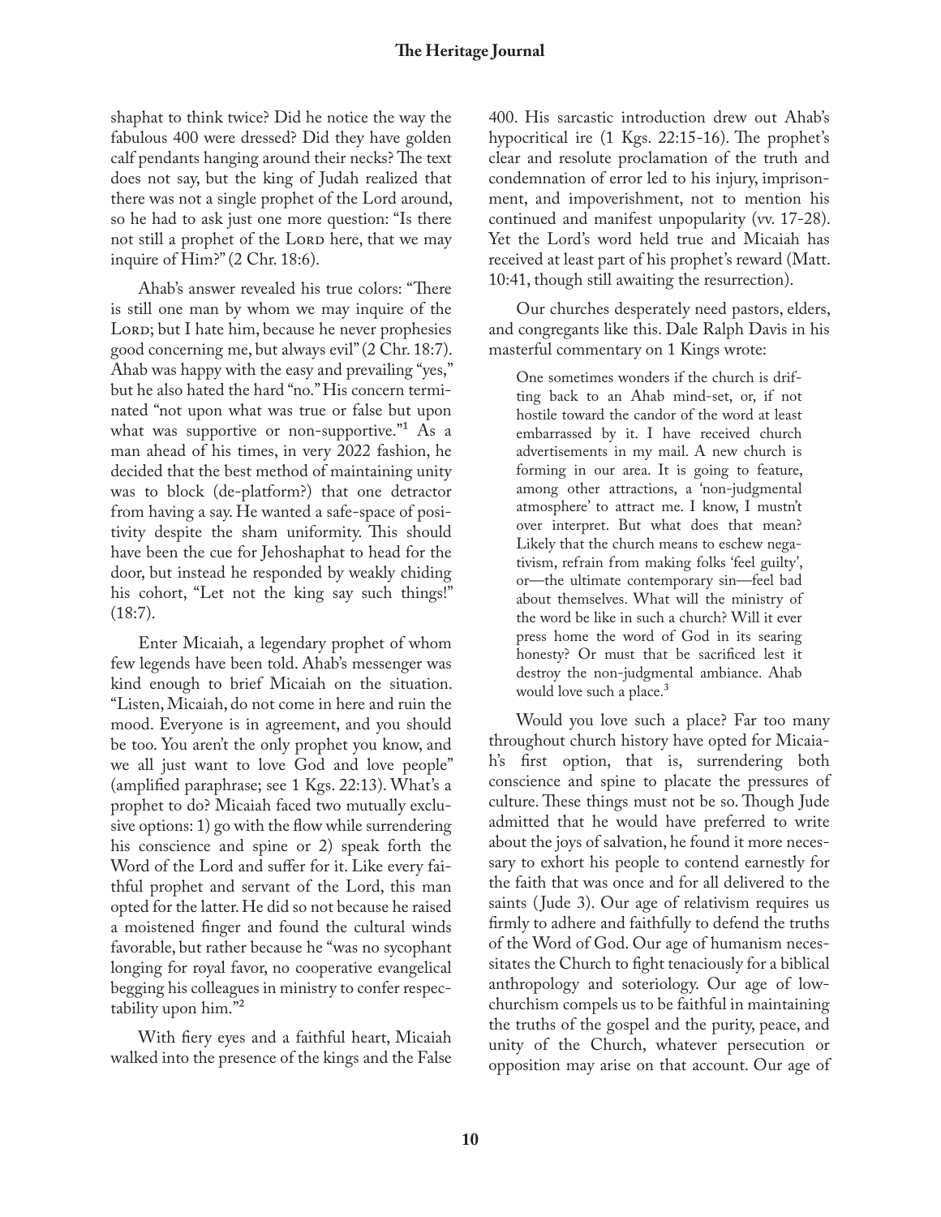shaphat to think twice? Did he notice the way the fabulous 400 were dressed? Did they have golden calf pendants hanging around their necks? The text does not say, but the king of Judah realized that there was not a single prophet of the Lord around, so he had to ask just one more question: "Is there not still a prophet of the LORD here, that we may inquire of Him?" (2 Chr. 18:6).

Ahab's answer revealed his true colors: "There is still one man by whom we may inquire of the LORD; but I hate him, because he never prophesies good concerning me, but always evil" (2 Chr. 18:7). Ahab was happy with the easy and prevailing "yes," but he also hated the hard "no." His concern terminated "not upon what was true or false but upon what was supportive or non-supportive."[1] As a man ahead of his times, in very 2022 fashion, he decided that the best method of maintaining unity was to block (de-platform?) that one detractor from having a say. He wanted a safe-space of positivity despite the sham uniformity. This should have been the cue for Jehoshaphat to head for the door, but instead he responded by weakly chiding his cohort, "Let not the king say such things!" (18:7).

Enter Micaiah, a legendary prophet of whom few legends have been told. Ahab's messenger was kind enough to brief Micaiah on the situation. "Listen, Micaiah, do not come in here and ruin the mood. Everyone is in agreement, and you should be too. You aren't the only prophet you know, and we all just want to love God and love people" (amplified paraphrase; see 1 Kgs. 22:13). What's a prophet to do? Micaiah faced two mutually exclusive options: 1) go with the flow while surrendering his conscience and spine or 2) speak forth the Word of the Lord and suffer for it. Like every faithful prophet and servant of the Lord, this man opted for the latter. He did so not because he raised a moistened finger and found the cultural winds favorable, but rather because he "was no sycophant longing for royal favor, no cooperative evangelical begging his colleagues in ministry to confer respectability upon him."[2]

With fiery eyes and a faithful heart, Micaiah walked into the presence of the kings and the False 400. His sarcastic introduction drew out Ahab's hypocritical ire (1 Kgs. 22:15-16). The prophet's clear and resolute proclamation of the truth and condemnation of error led to his injury, imprisonment, and impoverishment, not to mention his continued and manifest unpopularity (vv. 17-28). Yet the Lord's word held true and Micaiah has received at least part of his prophet's reward (Matt. 10:41, though still awaiting the resurrection).

Our churches desperately need pastors, elders, and congregants like this. Dale Ralph Davis in his masterful commentary on 1 Kings wrote:

> One sometimes wonders if the church is drifting back to an Ahab mind-set, or, if not hostile toward the candor of the word at least embarrassed by it. I have received church advertisements in my mail. A new church is forming in our area. It is going to feature, among other attractions, a 'non-judgmental atmosphere' to attract me. I know, I mustn't over interpret. But what does that mean? Likely that the church means to eschew negativism, refrain from making folks 'feel guilty', or—the ultimate contemporary sin—feel bad about themselves. What will the ministry of the word be like in such a church? Will it ever press home the word of God in its searing honesty? Or must that be sacrificed lest it destroy the non-judgmental ambiance. Ahab would love such a place.[3]

Would you love such a place? Far too many throughout church history have opted for Micaiah's first option, that is, surrendering both conscience and spine to placate the pressures of culture. These things must not be so. Though Jude admitted that he would have preferred to write about the joys of salvation, he found it more necessary to exhort his people to contend earnestly for the faith that was once and for all delivered to the saints (Jude 3). Our age of relativism requires us firmly to adhere and faithfully to defend the truths of the Word of God. Our age of humanism necessitates the Church to fight tenaciously for a biblical anthropology and soteriology. Our age of low-churchism compels us to be faithful in maintaining the truths of the gospel and the purity, peace, and unity of the Church, whatever persecution or opposition may arise on that account. Our age of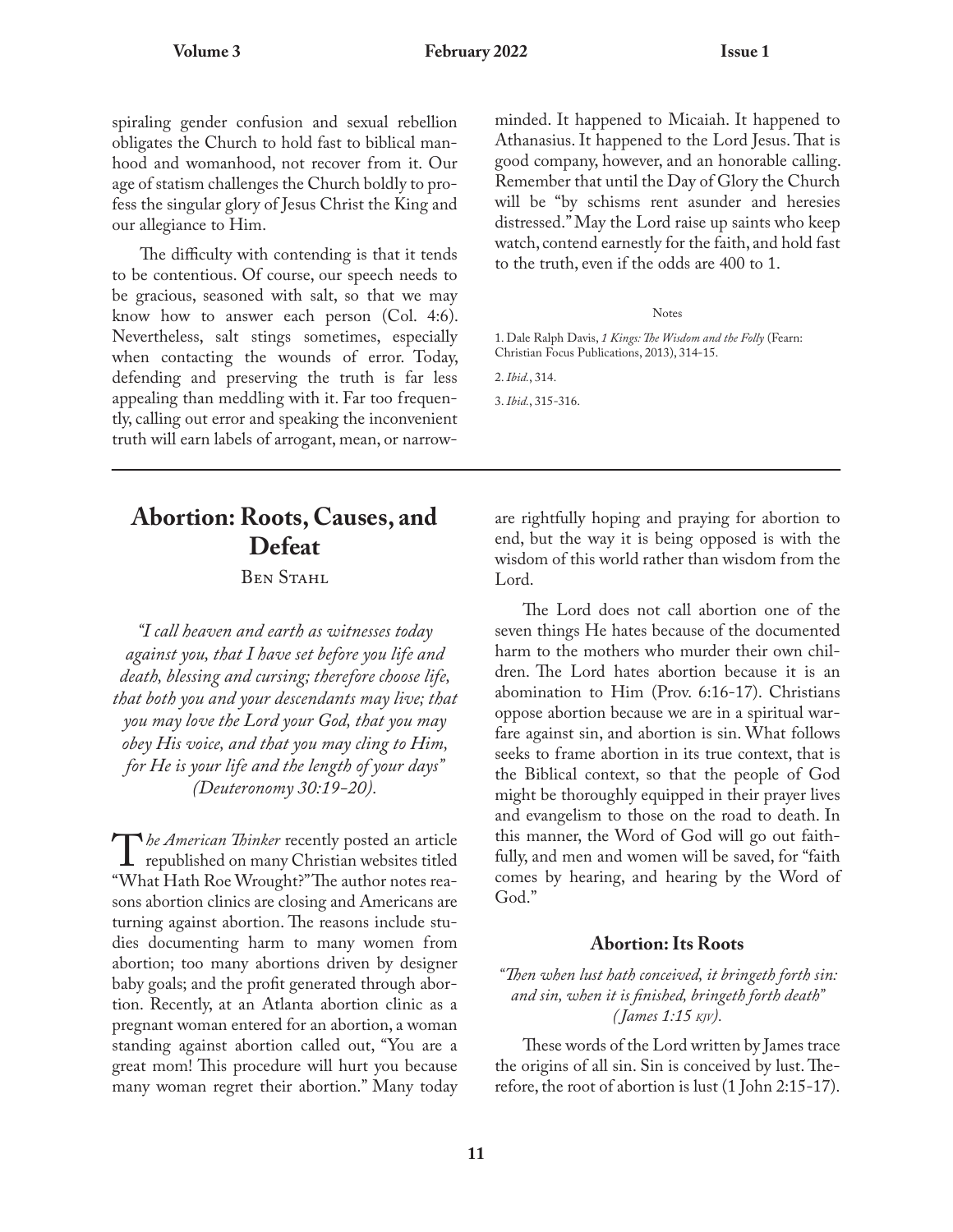spiraling gender confusion and sexual rebellion obligates the Church to hold fast to biblical manhood and womanhood, not recover from it. Our age of statism challenges the Church boldly to profess the singular glory of Jesus Christ the King and our allegiance to Him.

The difficulty with contending is that it tends to be contentious. Of course, our speech needs to be gracious, seasoned with salt, so that we may know how to answer each person (Col. 4:6). Nevertheless, salt stings sometimes, especially when contacting the wounds of error. Today, defending and preserving the truth is far less appealing than meddling with it. Far too frequently, calling out error and speaking the inconvenient truth will earn labels of arrogant, mean, or narrow-minded. It happened to Micaiah. It happened to Athanasius. It happened to the Lord Jesus. That is good company, however, and an honorable calling. Remember that until the Day of Glory the Church will be "by schisms rent asunder and heresies distressed." May the Lord raise up saints who keep watch, contend earnestly for the faith, and hold fast to the truth, even if the odds are 400 to 1.

Notes

1. Dale Ralph Davis, *1 Kings: The Wisdom and the Folly* (Fearn: Christian Focus Publications, 2013), 314-15.

2. *Ibid.*, 314.

3. *Ibid.*, 315-316.

---

# Abortion: Roots, Causes, and Defeat

Ben Stahl

*"I call heaven and earth as witnesses today against you, that I have set before you life and death, blessing and cursing; therefore choose life, that both you and your descendants may live; that you may love the Lord your God, that you may obey His voice, and that you may cling to Him, for He is your life and the length of your days" (Deuteronomy 30:19-20).*

*The American Thinker* recently posted an article republished on many Christian websites titled "What Hath Roe Wrought?" The author notes reasons abortion clinics are closing and Americans are turning against abortion. The reasons include studies documenting harm to many women from abortion; too many abortions driven by designer baby goals; and the profit generated through abortion. Recently, at an Atlanta abortion clinic as a pregnant woman entered for an abortion, a woman standing against abortion called out, "You are a great mom! This procedure will hurt you because many woman regret their abortion." Many today are rightfully hoping and praying for abortion to end, but the way it is being opposed is with the wisdom of this world rather than wisdom from the Lord.

The Lord does not call abortion one of the seven things He hates because of the documented harm to the mothers who murder their own children. The Lord hates abortion because it is an abomination to Him (Prov. 6:16-17). Christians oppose abortion because we are in a spiritual warfare against sin, and abortion is sin. What follows seeks to frame abortion in its true context, that is the Biblical context, so that the people of God might be thoroughly equipped in their prayer lives and evangelism to those on the road to death. In this manner, the Word of God will go out faithfully, and men and women will be saved, for "faith comes by hearing, and hearing by the Word of God."

### Abortion: Its Roots

*"Then when lust hath conceived, it bringeth forth sin: and sin, when it is finished, bringeth forth death" (James 1:15 KJV).*

These words of the Lord written by James trace the origins of all sin. Sin is conceived by lust. Therefore, the root of abortion is lust (1 John 2:15-17).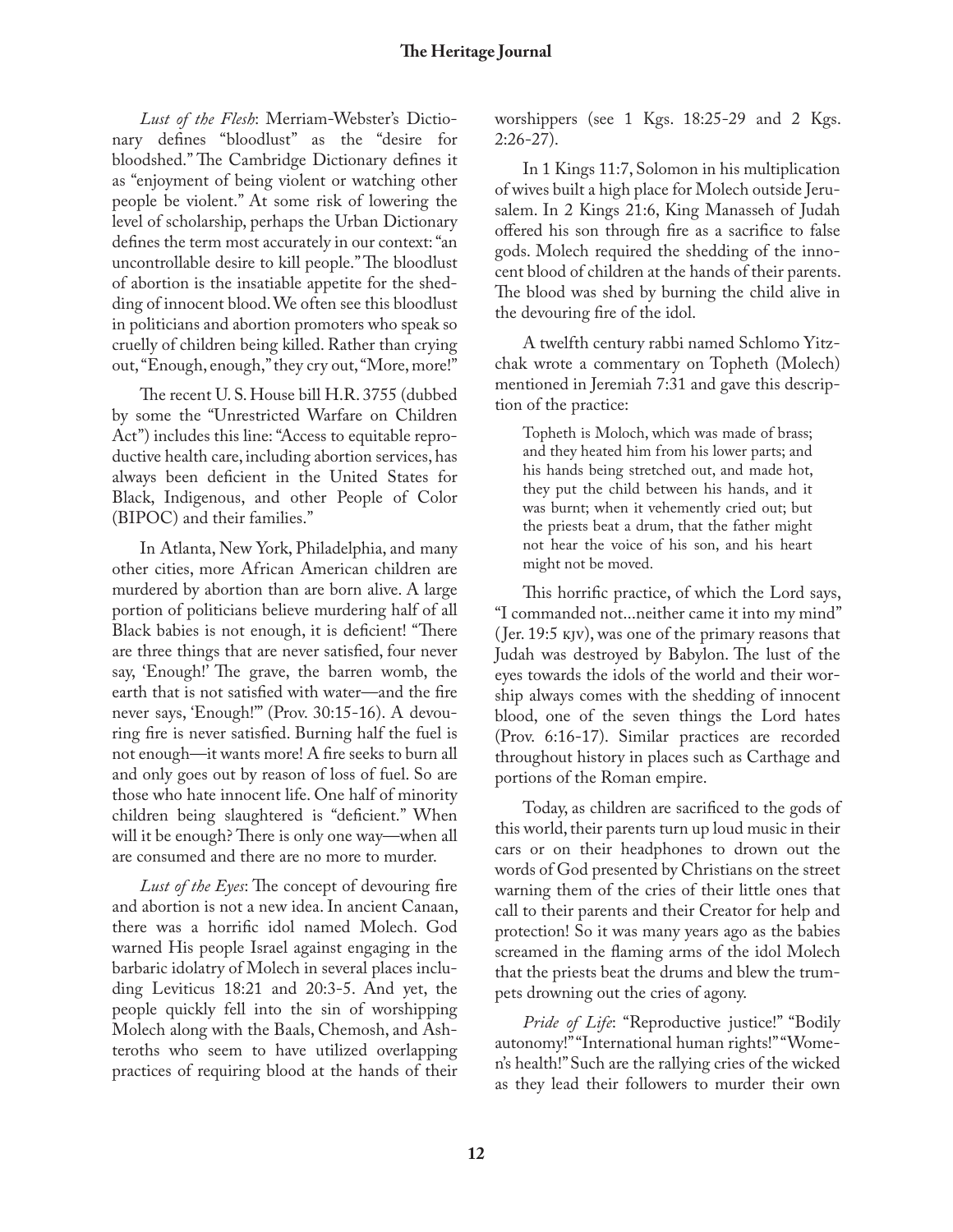*Lust of the Flesh*: Merriam-Webster's Dictionary defines "bloodlust" as the "desire for bloodshed." The Cambridge Dictionary defines it as "enjoyment of being violent or watching other people be violent." At some risk of lowering the level of scholarship, perhaps the Urban Dictionary defines the term most accurately in our context: "an uncontrollable desire to kill people." The bloodlust of abortion is the insatiable appetite for the shedding of innocent blood. We often see this bloodlust in politicians and abortion promoters who speak so cruelly of children being killed. Rather than crying out, "Enough, enough," they cry out, "More, more!"

The recent U. S. House bill H.R. 3755 (dubbed by some the "Unrestricted Warfare on Children Act") includes this line: "Access to equitable reproductive health care, including abortion services, has always been deficient in the United States for Black, Indigenous, and other People of Color (BIPOC) and their families."

In Atlanta, New York, Philadelphia, and many other cities, more African American children are murdered by abortion than are born alive. A large portion of politicians believe murdering half of all Black babies is not enough, it is deficient! "There are three things that are never satisfied, four never say, 'Enough!' The grave, the barren womb, the earth that is not satisfied with water—and the fire never says, 'Enough!'" (Prov. 30:15-16). A devouring fire is never satisfied. Burning half the fuel is not enough—it wants more! A fire seeks to burn all and only goes out by reason of loss of fuel. So are those who hate innocent life. One half of minority children being slaughtered is "deficient." When will it be enough? There is only one way—when all are consumed and there are no more to murder.

*Lust of the Eyes*: The concept of devouring fire and abortion is not a new idea. In ancient Canaan, there was a horrific idol named Molech. God warned His people Israel against engaging in the barbaric idolatry of Molech in several places including Leviticus 18:21 and 20:3-5. And yet, the people quickly fell into the sin of worshipping Molech along with the Baals, Chemosh, and Ashteroths who seem to have utilized overlapping practices of requiring blood at the hands of their worshippers (see 1 Kgs. 18:25-29 and 2 Kgs. 2:26-27).

In 1 Kings 11:7, Solomon in his multiplication of wives built a high place for Molech outside Jerusalem. In 2 Kings 21:6, King Manasseh of Judah offered his son through fire as a sacrifice to false gods. Molech required the shedding of the innocent blood of children at the hands of their parents. The blood was shed by burning the child alive in the devouring fire of the idol.

A twelfth century rabbi named Schlomo Yitzchak wrote a commentary on Topheth (Molech) mentioned in Jeremiah 7:31 and gave this description of the practice:

> Topheth is Moloch, which was made of brass; and they heated him from his lower parts; and his hands being stretched out, and made hot, they put the child between his hands, and it was burnt; when it vehemently cried out; but the priests beat a drum, that the father might not hear the voice of his son, and his heart might not be moved.

This horrific practice, of which the Lord says, "I commanded not...neither came it into my mind" (Jer. 19:5 KJV), was one of the primary reasons that Judah was destroyed by Babylon. The lust of the eyes towards the idols of the world and their worship always comes with the shedding of innocent blood, one of the seven things the Lord hates (Prov. 6:16-17). Similar practices are recorded throughout history in places such as Carthage and portions of the Roman empire.

Today, as children are sacrificed to the gods of this world, their parents turn up loud music in their cars or on their headphones to drown out the words of God presented by Christians on the street warning them of the cries of their little ones that call to their parents and their Creator for help and protection! So it was many years ago as the babies screamed in the flaming arms of the idol Molech that the priests beat the drums and blew the trumpets drowning out the cries of agony.

*Pride of Life*: "Reproductive justice!" "Bodily autonomy!" "International human rights!" "Women's health!" Such are the rallying cries of the wicked as they lead their followers to murder their own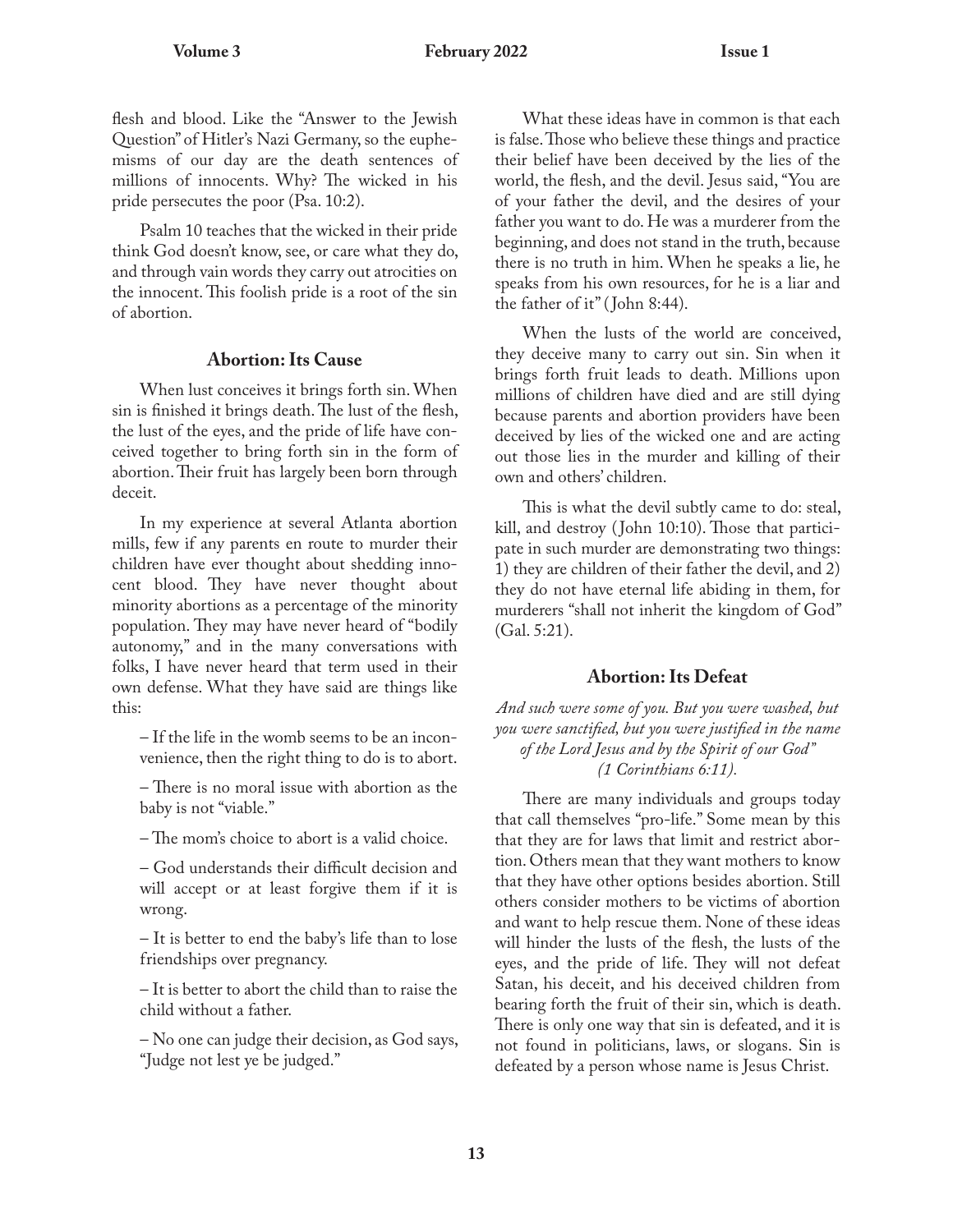flesh and blood. Like the "Answer to the Jewish Question" of Hitler's Nazi Germany, so the euphemisms of our day are the death sentences of millions of innocents. Why? The wicked in his pride persecutes the poor (Psa. 10:2).

Psalm 10 teaches that the wicked in their pride think God doesn't know, see, or care what they do, and through vain words they carry out atrocities on the innocent. This foolish pride is a root of the sin of abortion.

### Abortion: Its Cause

When lust conceives it brings forth sin. When sin is finished it brings death. The lust of the flesh, the lust of the eyes, and the pride of life have conceived together to bring forth sin in the form of abortion. Their fruit has largely been born through deceit.

In my experience at several Atlanta abortion mills, few if any parents en route to murder their children have ever thought about shedding innocent blood. They have never thought about minority abortions as a percentage of the minority population. They may have never heard of "bodily autonomy," and in the many conversations with folks, I have never heard that term used in their own defense. What they have said are things like this:

– If the life in the womb seems to be an inconvenience, then the right thing to do is to abort.

– There is no moral issue with abortion as the baby is not "viable."

– The mom's choice to abort is a valid choice.

– God understands their difficult decision and will accept or at least forgive them if it is wrong.

– It is better to end the baby's life than to lose friendships over pregnancy.

– It is better to abort the child than to raise the child without a father.

– No one can judge their decision, as God says, "Judge not lest ye be judged."

What these ideas have in common is that each is false. Those who believe these things and practice their belief have been deceived by the lies of the world, the flesh, and the devil. Jesus said, "You are of your father the devil, and the desires of your father you want to do. He was a murderer from the beginning, and does not stand in the truth, because there is no truth in him. When he speaks a lie, he speaks from his own resources, for he is a liar and the father of it" (John 8:44).

When the lusts of the world are conceived, they deceive many to carry out sin. Sin when it brings forth fruit leads to death. Millions upon millions of children have died and are still dying because parents and abortion providers have been deceived by lies of the wicked one and are acting out those lies in the murder and killing of their own and others' children.

This is what the devil subtly came to do: steal, kill, and destroy (John 10:10). Those that participate in such murder are demonstrating two things: 1) they are children of their father the devil, and 2) they do not have eternal life abiding in them, for murderers "shall not inherit the kingdom of God" (Gal. 5:21).

### Abortion: Its Defeat

*And such were some of you. But you were washed, but you were sanctified, but you were justified in the name of the Lord Jesus and by the Spirit of our God" (1 Corinthians 6:11).*

There are many individuals and groups today that call themselves "pro-life." Some mean by this that they are for laws that limit and restrict abortion. Others mean that they want mothers to know that they have other options besides abortion. Still others consider mothers to be victims of abortion and want to help rescue them. None of these ideas will hinder the lusts of the flesh, the lusts of the eyes, and the pride of life. They will not defeat Satan, his deceit, and his deceived children from bearing forth the fruit of their sin, which is death. There is only one way that sin is defeated, and it is not found in politicians, laws, or slogans. Sin is defeated by a person whose name is Jesus Christ.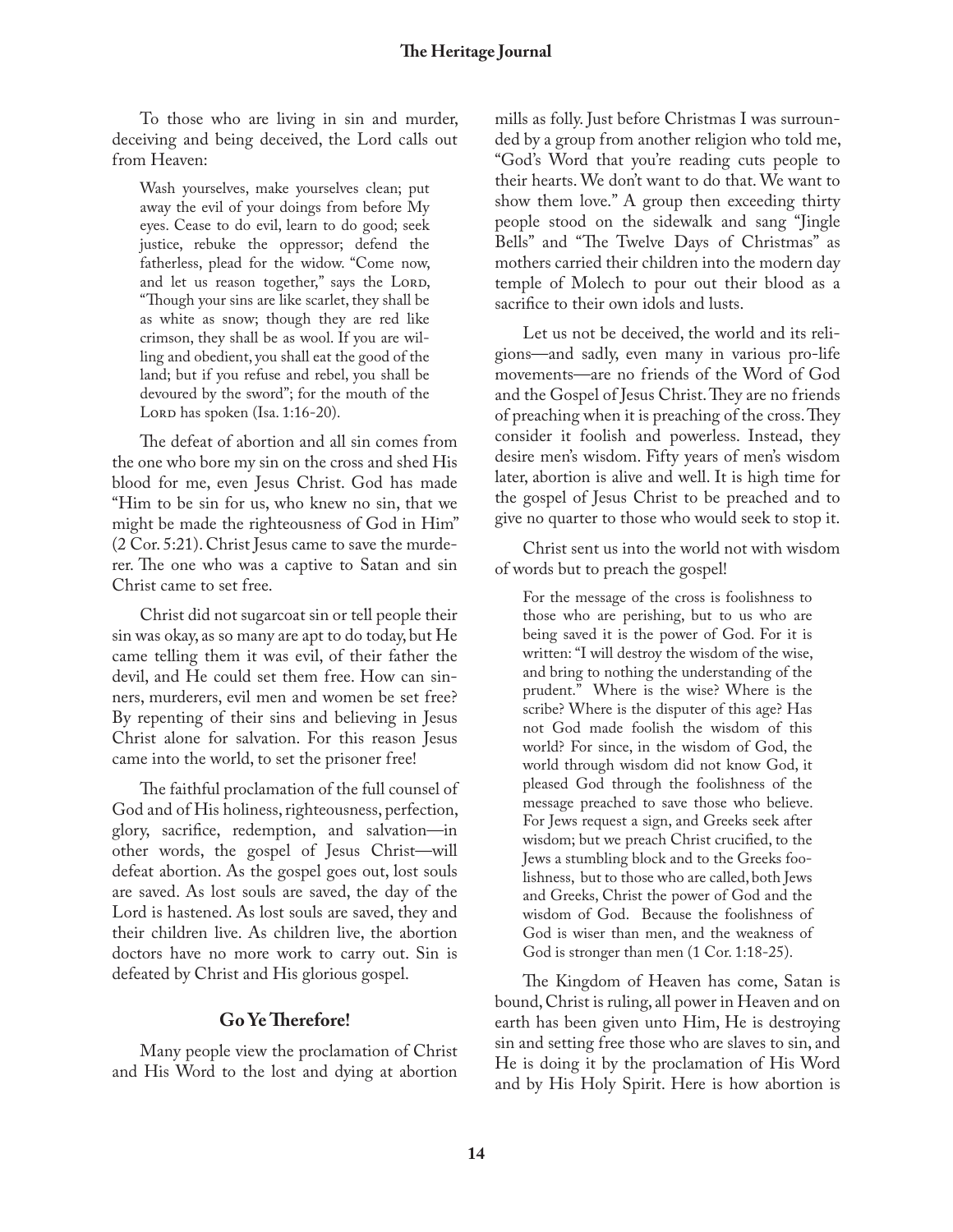To those who are living in sin and murder, deceiving and being deceived, the Lord calls out from Heaven:

> Wash yourselves, make yourselves clean; put away the evil of your doings from before My eyes. Cease to do evil, learn to do good; seek justice, rebuke the oppressor; defend the fatherless, plead for the widow. "Come now, and let us reason together," says the LORD, "Though your sins are like scarlet, they shall be as white as snow; though they are red like crimson, they shall be as wool. If you are willing and obedient, you shall eat the good of the land; but if you refuse and rebel, you shall be devoured by the sword"; for the mouth of the LORD has spoken (Isa. 1:16-20).

The defeat of abortion and all sin comes from the one who bore my sin on the cross and shed His blood for me, even Jesus Christ. God has made "Him to be sin for us, who knew no sin, that we might be made the righteousness of God in Him" (2 Cor. 5:21). Christ Jesus came to save the murderer. The one who was a captive to Satan and sin Christ came to set free.

Christ did not sugarcoat sin or tell people their sin was okay, as so many are apt to do today, but He came telling them it was evil, of their father the devil, and He could set them free. How can sinners, murderers, evil men and women be set free? By repenting of their sins and believing in Jesus Christ alone for salvation. For this reason Jesus came into the world, to set the prisoner free!

The faithful proclamation of the full counsel of God and of His holiness, righteousness, perfection, glory, sacrifice, redemption, and salvation—in other words, the gospel of Jesus Christ—will defeat abortion. As the gospel goes out, lost souls are saved. As lost souls are saved, the day of the Lord is hastened. As lost souls are saved, they and their children live. As children live, the abortion doctors have no more work to carry out. Sin is defeated by Christ and His glorious gospel.

## Go Ye Therefore!

Many people view the proclamation of Christ and His Word to the lost and dying at abortion mills as folly. Just before Christmas I was surrounded by a group from another religion who told me, "God's Word that you're reading cuts people to their hearts. We don't want to do that. We want to show them love." A group then exceeding thirty people stood on the sidewalk and sang "Jingle Bells" and "The Twelve Days of Christmas" as mothers carried their children into the modern day temple of Molech to pour out their blood as a sacrifice to their own idols and lusts.

Let us not be deceived, the world and its religions—and sadly, even many in various pro-life movements—are no friends of the Word of God and the Gospel of Jesus Christ. They are no friends of preaching when it is preaching of the cross. They consider it foolish and powerless. Instead, they desire men's wisdom. Fifty years of men's wisdom later, abortion is alive and well. It is high time for the gospel of Jesus Christ to be preached and to give no quarter to those who would seek to stop it.

Christ sent us into the world not with wisdom of words but to preach the gospel!

> For the message of the cross is foolishness to those who are perishing, but to us who are being saved it is the power of God. For it is written: "I will destroy the wisdom of the wise, and bring to nothing the understanding of the prudent." Where is the wise? Where is the scribe? Where is the disputer of this age? Has not God made foolish the wisdom of this world? For since, in the wisdom of God, the world through wisdom did not know God, it pleased God through the foolishness of the message preached to save those who believe. For Jews request a sign, and Greeks seek after wisdom; but we preach Christ crucified, to the Jews a stumbling block and to the Greeks foolishness, but to those who are called, both Jews and Greeks, Christ the power of God and the wisdom of God. Because the foolishness of God is wiser than men, and the weakness of God is stronger than men (1 Cor. 1:18-25).

The Kingdom of Heaven has come, Satan is bound, Christ is ruling, all power in Heaven and on earth has been given unto Him, He is destroying sin and setting free those who are slaves to sin, and He is doing it by the proclamation of His Word and by His Holy Spirit. Here is how abortion is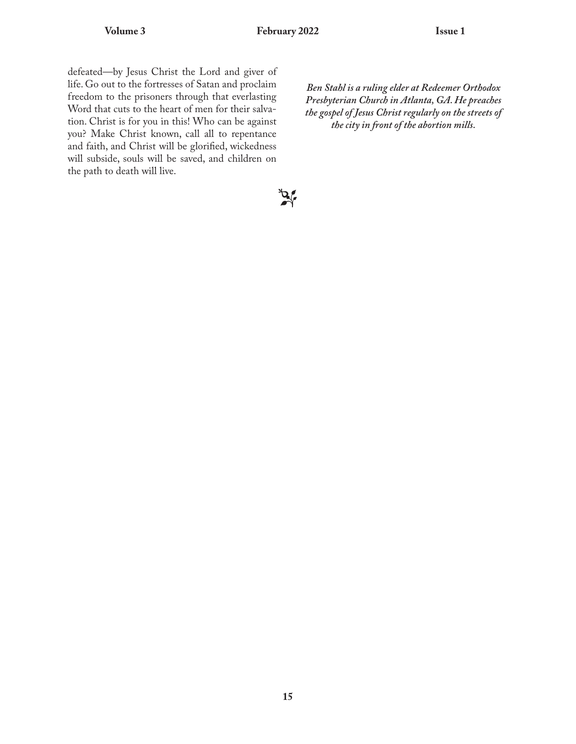defeated—by Jesus Christ the Lord and giver of life. Go out to the fortresses of Satan and proclaim freedom to the prisoners through that everlasting Word that cuts to the heart of men for their salvation. Christ is for you in this! Who can be against you? Make Christ known, call all to repentance and faith, and Christ will be glorified, wickedness will subside, souls will be saved, and children on the path to death will live.

***Ben Stahl is a ruling elder at Redeemer Orthodox Presbyterian Church in Atlanta, GA. He preaches the gospel of Jesus Christ regularly on the streets of the city in front of the abortion mills.***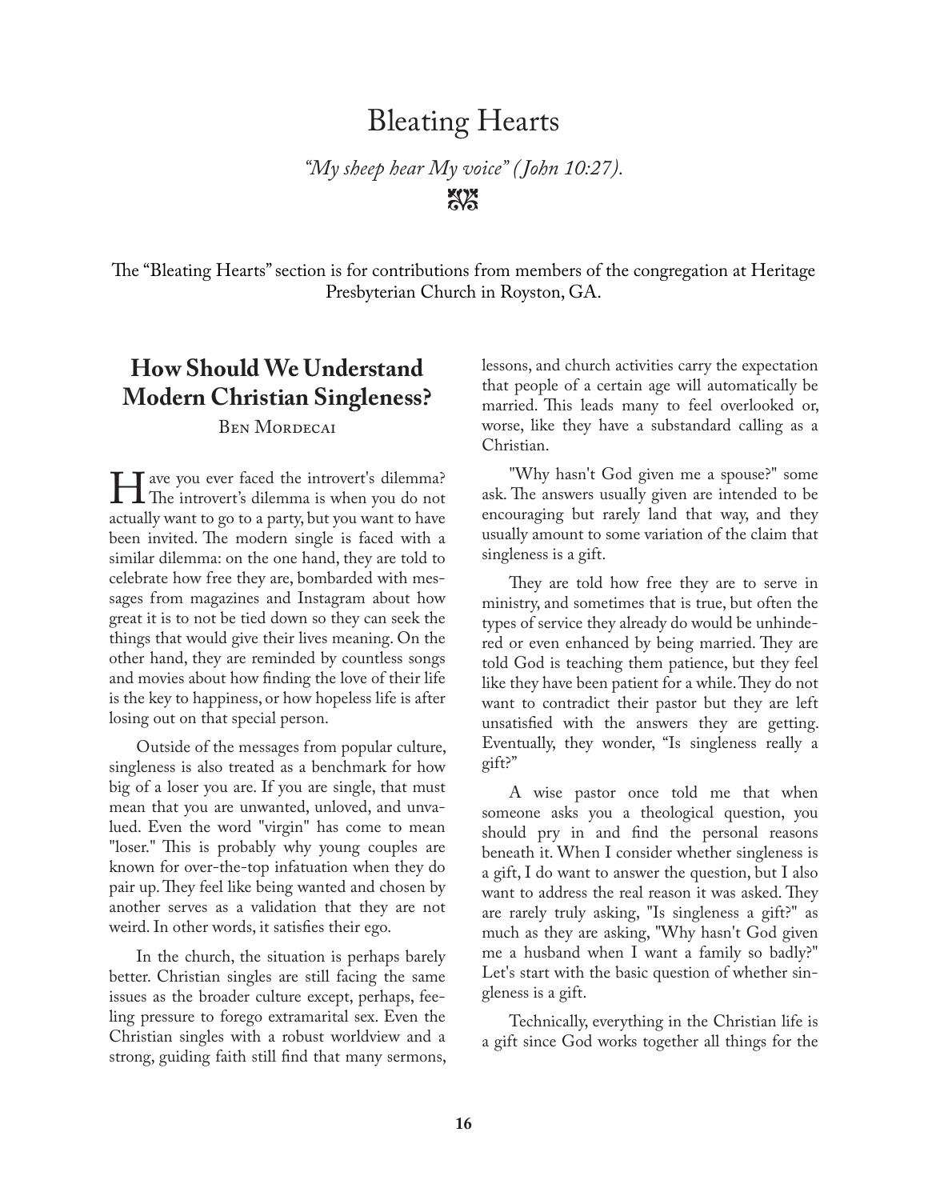# Bleating Hearts

*"My sheep hear My voice" (John 10:27).*

The "Bleating Hearts" section is for contributions from members of the congregation at Heritage Presbyterian Church in Royston, GA.

## How Should We Understand Modern Christian Singleness?

Ben Mordecai

Have you ever faced the introvert's dilemma? The introvert's dilemma is when you do not actually want to go to a party, but you want to have been invited. The modern single is faced with a similar dilemma: on the one hand, they are told to celebrate how free they are, bombarded with messages from magazines and Instagram about how great it is to not be tied down so they can seek the things that would give their lives meaning. On the other hand, they are reminded by countless songs and movies about how finding the love of their life is the key to happiness, or how hopeless life is after losing out on that special person.

Outside of the messages from popular culture, singleness is also treated as a benchmark for how big of a loser you are. If you are single, that must mean that you are unwanted, unloved, and unvalued. Even the word "virgin" has come to mean "loser." This is probably why young couples are known for over-the-top infatuation when they do pair up. They feel like being wanted and chosen by another serves as a validation that they are not weird. In other words, it satisfies their ego.

In the church, the situation is perhaps barely better. Christian singles are still facing the same issues as the broader culture except, perhaps, feeling pressure to forego extramarital sex. Even the Christian singles with a robust worldview and a strong, guiding faith still find that many sermons, lessons, and church activities carry the expectation that people of a certain age will automatically be married. This leads many to feel overlooked or, worse, like they have a substandard calling as a Christian.

"Why hasn't God given me a spouse?" some ask. The answers usually given are intended to be encouraging but rarely land that way, and they usually amount to some variation of the claim that singleness is a gift.

They are told how free they are to serve in ministry, and sometimes that is true, but often the types of service they already do would be unhindered or even enhanced by being married. They are told God is teaching them patience, but they feel like they have been patient for a while. They do not want to contradict their pastor but they are left unsatisfied with the answers they are getting. Eventually, they wonder, "Is singleness really a gift?"

A wise pastor once told me that when someone asks you a theological question, you should pry in and find the personal reasons beneath it. When I consider whether singleness is a gift, I do want to answer the question, but I also want to address the real reason it was asked. They are rarely truly asking, "Is singleness a gift?" as much as they are asking, "Why hasn't God given me a husband when I want a family so badly?" Let's start with the basic question of whether singleness is a gift.

Technically, everything in the Christian life is a gift since God works together all things for the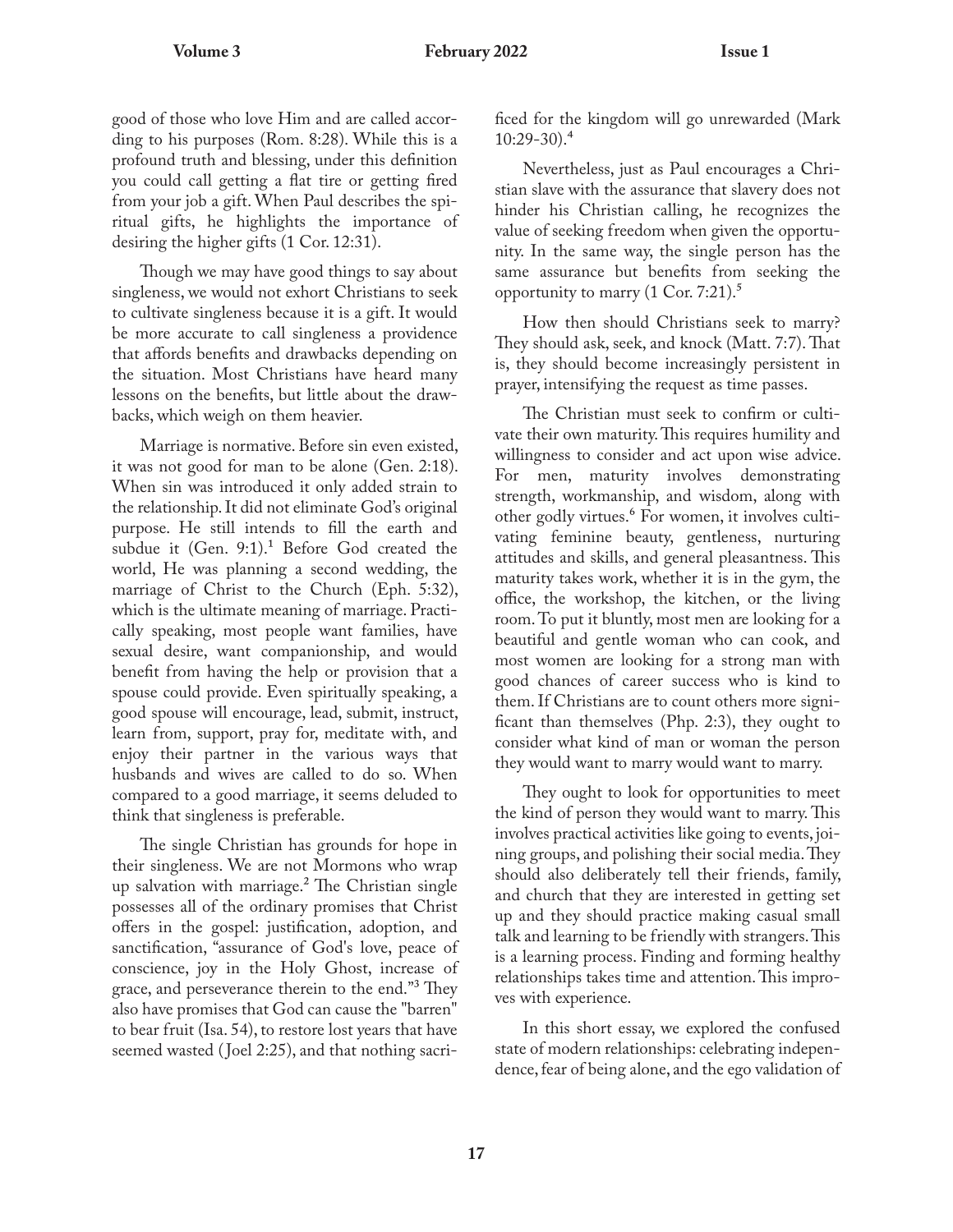good of those who love Him and are called according to his purposes (Rom. 8:28). While this is a profound truth and blessing, under this definition you could call getting a flat tire or getting fired from your job a gift. When Paul describes the spiritual gifts, he highlights the importance of desiring the higher gifts (1 Cor. 12:31).

Though we may have good things to say about singleness, we would not exhort Christians to seek to cultivate singleness because it is a gift. It would be more accurate to call singleness a providence that affords benefits and drawbacks depending on the situation. Most Christians have heard many lessons on the benefits, but little about the drawbacks, which weigh on them heavier.

Marriage is normative. Before sin even existed, it was not good for man to be alone (Gen. 2:18). When sin was introduced it only added strain to the relationship. It did not eliminate God's original purpose. He still intends to fill the earth and subdue it (Gen. 9:1).[1] Before God created the world, He was planning a second wedding, the marriage of Christ to the Church (Eph. 5:32), which is the ultimate meaning of marriage. Practically speaking, most people want families, have sexual desire, want companionship, and would benefit from having the help or provision that a spouse could provide. Even spiritually speaking, a good spouse will encourage, lead, submit, instruct, learn from, support, pray for, meditate with, and enjoy their partner in the various ways that husbands and wives are called to do so. When compared to a good marriage, it seems deluded to think that singleness is preferable.

The single Christian has grounds for hope in their singleness. We are not Mormons who wrap up salvation with marriage.[2] The Christian single possesses all of the ordinary promises that Christ offers in the gospel: justification, adoption, and sanctification, "assurance of God's love, peace of conscience, joy in the Holy Ghost, increase of grace, and perseverance therein to the end."[3] They also have promises that God can cause the "barren" to bear fruit (Isa. 54), to restore lost years that have seemed wasted (Joel 2:25), and that nothing sacrificed for the kingdom will go unrewarded (Mark 10:29-30).[4]

Nevertheless, just as Paul encourages a Christian slave with the assurance that slavery does not hinder his Christian calling, he recognizes the value of seeking freedom when given the opportunity. In the same way, the single person has the same assurance but benefits from seeking the opportunity to marry (1 Cor. 7:21).[5]

How then should Christians seek to marry? They should ask, seek, and knock (Matt. 7:7). That is, they should become increasingly persistent in prayer, intensifying the request as time passes.

The Christian must seek to confirm or cultivate their own maturity. This requires humility and willingness to consider and act upon wise advice. For men, maturity involves demonstrating strength, workmanship, and wisdom, along with other godly virtues.[6] For women, it involves cultivating feminine beauty, gentleness, nurturing attitudes and skills, and general pleasantness. This maturity takes work, whether it is in the gym, the office, the workshop, the kitchen, or the living room. To put it bluntly, most men are looking for a beautiful and gentle woman who can cook, and most women are looking for a strong man with good chances of career success who is kind to them. If Christians are to count others more significant than themselves (Php. 2:3), they ought to consider what kind of man or woman the person they would want to marry would want to marry.

They ought to look for opportunities to meet the kind of person they would want to marry. This involves practical activities like going to events, joining groups, and polishing their social media. They should also deliberately tell their friends, family, and church that they are interested in getting set up and they should practice making casual small talk and learning to be friendly with strangers. This is a learning process. Finding and forming healthy relationships takes time and attention. This improves with experience.

In this short essay, we explored the confused state of modern relationships: celebrating independence, fear of being alone, and the ego validation of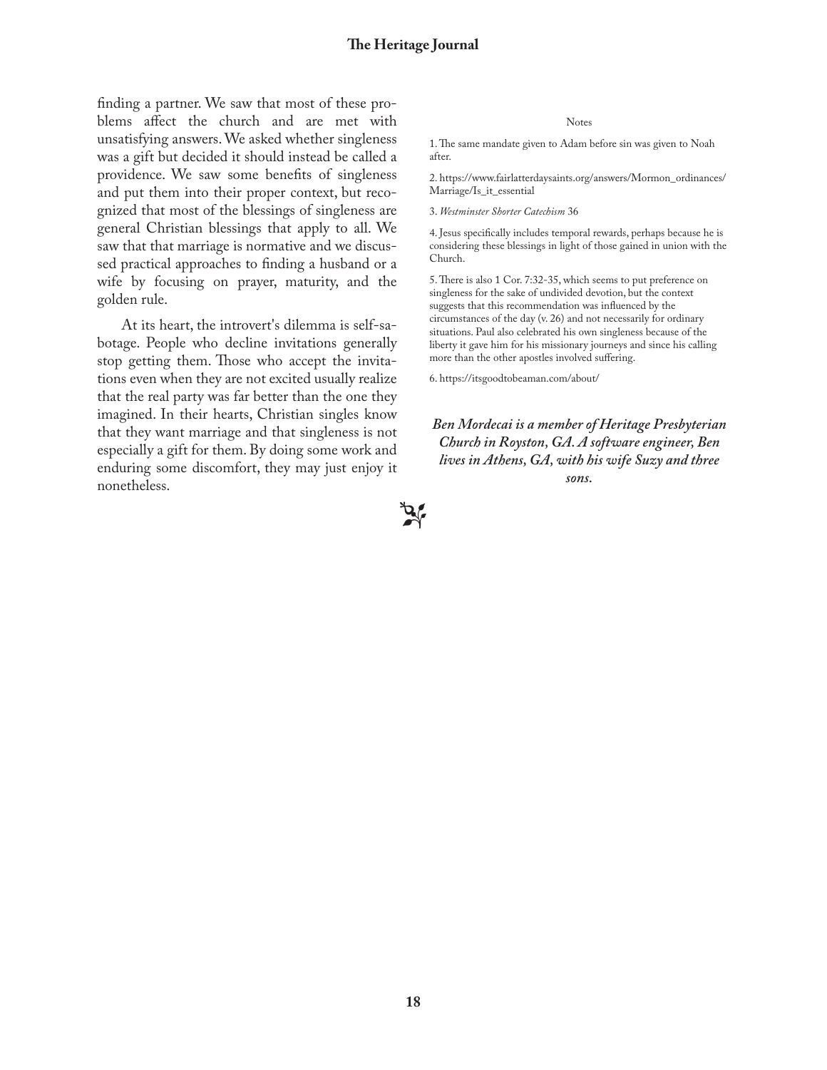finding a partner. We saw that most of these problems affect the church and are met with unsatisfying answers. We asked whether singleness was a gift but decided it should instead be called a providence. We saw some benefits of singleness and put them into their proper context, but recognized that most of the blessings of singleness are general Christian blessings that apply to all. We saw that that marriage is normative and we discussed practical approaches to finding a husband or a wife by focusing on prayer, maturity, and the golden rule.

At its heart, the introvert's dilemma is self-sabotage. People who decline invitations generally stop getting them. Those who accept the invitations even when they are not excited usually realize that the real party was far better than the one they imagined. In their hearts, Christian singles know that they want marriage and that singleness is not especially a gift for them. By doing some work and enduring some discomfort, they may just enjoy it nonetheless.

Notes

1. The same mandate given to Adam before sin was given to Noah after.

2. https://www.fairlatterdaysaints.org/answers/Mormon_ordinances/Marriage/Is_it_essential

3. *Westminster Shorter Catechism* 36

4. Jesus specifically includes temporal rewards, perhaps because he is considering these blessings in light of those gained in union with the Church.

5. There is also 1 Cor. 7:32-35, which seems to put preference on singleness for the sake of undivided devotion, but the context suggests that this recommendation was influenced by the circumstances of the day (v. 26) and not necessarily for ordinary situations. Paul also celebrated his own singleness because of the liberty it gave him for his missionary journeys and since his calling more than the other apostles involved suffering.

6. https://itsgoodtobeaman.com/about/

***Ben Mordecai is a member of Heritage Presbyterian Church in Royston, GA. A software engineer, Ben lives in Athens, GA, with his wife Suzy and three sons.***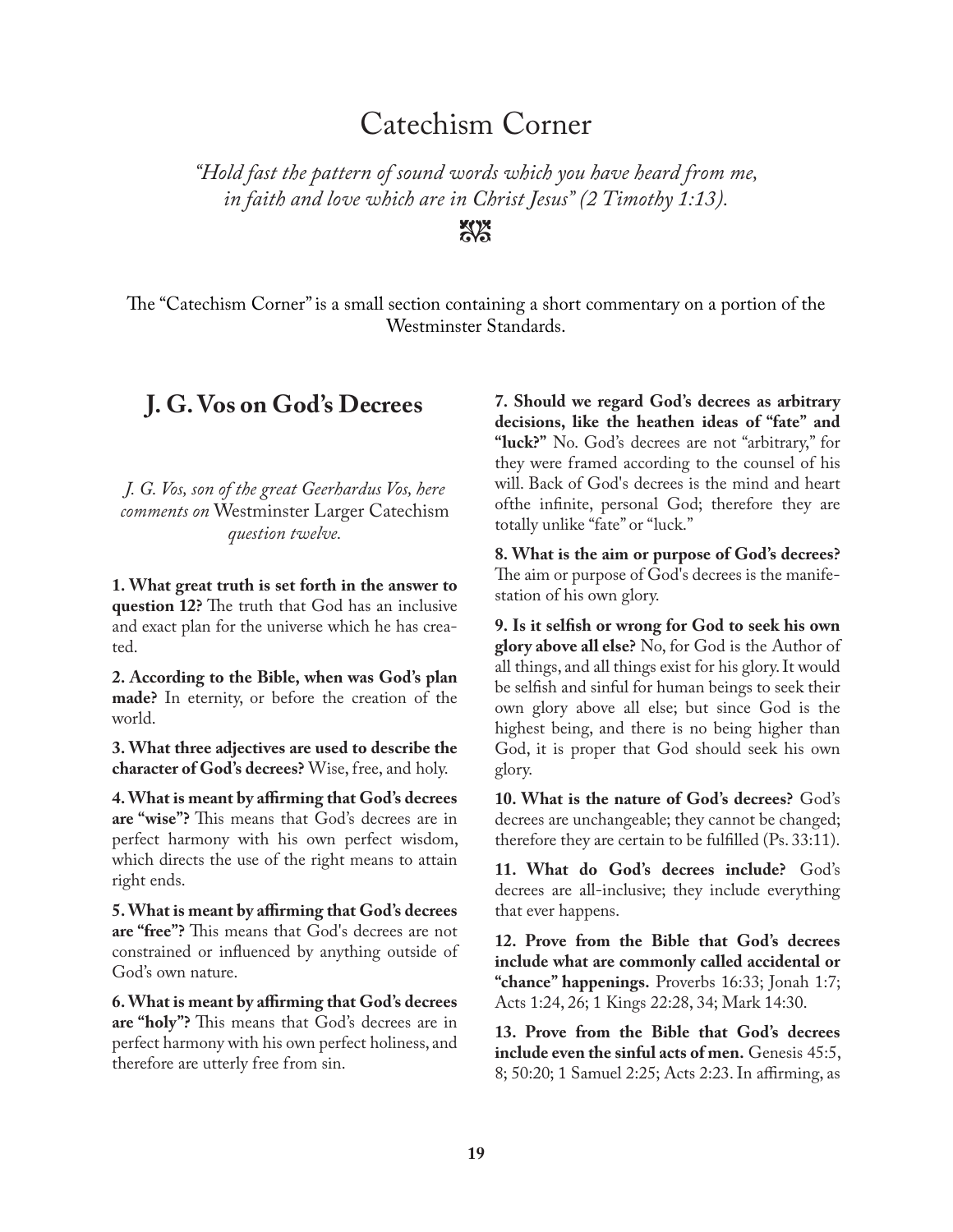# Catechism Corner

*"Hold fast the pattern of sound words which you have heard from me, in faith and love which are in Christ Jesus" (2 Timothy 1:13).*

The "Catechism Corner" is a small section containing a short commentary on a portion of the Westminster Standards.

## J. G. Vos on God's Decrees

*J. G. Vos, son of the great Geerhardus Vos, here comments on* Westminster Larger Catechism *question twelve.*

**1. What great truth is set forth in the answer to question 12?** The truth that God has an inclusive and exact plan for the universe which he has created.

**2. According to the Bible, when was God's plan made?** In eternity, or before the creation of the world.

**3. What three adjectives are used to describe the character of God's decrees?** Wise, free, and holy.

**4. What is meant by affirming that God's decrees are "wise"?** This means that God's decrees are in perfect harmony with his own perfect wisdom, which directs the use of the right means to attain right ends.

**5. What is meant by affirming that God's decrees are "free"?** This means that God's decrees are not constrained or influenced by anything outside of God's own nature.

**6. What is meant by affirming that God's decrees are "holy"?** This means that God's decrees are in perfect harmony with his own perfect holiness, and therefore are utterly free from sin.

**7. Should we regard God's decrees as arbitrary decisions, like the heathen ideas of "fate" and "luck?"** No. God's decrees are not "arbitrary," for they were framed according to the counsel of his will. Back of God's decrees is the mind and heart ofthe infinite, personal God; therefore they are totally unlike "fate" or "luck."

**8. What is the aim or purpose of God's decrees?** The aim or purpose of God's decrees is the manifestation of his own glory.

**9. Is it selfish or wrong for God to seek his own glory above all else?** No, for God is the Author of all things, and all things exist for his glory. It would be selfish and sinful for human beings to seek their own glory above all else; but since God is the highest being, and there is no being higher than God, it is proper that God should seek his own glory.

**10. What is the nature of God's decrees?** God's decrees are unchangeable; they cannot be changed; therefore they are certain to be fulfilled (Ps. 33:11).

**11. What do God's decrees include?** God's decrees are all-inclusive; they include everything that ever happens.

**12. Prove from the Bible that God's decrees include what are commonly called accidental or "chance" happenings.** Proverbs 16:33; Jonah 1:7; Acts 1:24, 26; 1 Kings 22:28, 34; Mark 14:30.

**13. Prove from the Bible that God's decrees include even the sinful acts of men.** Genesis 45:5, 8; 50:20; 1 Samuel 2:25; Acts 2:23. In affirming, as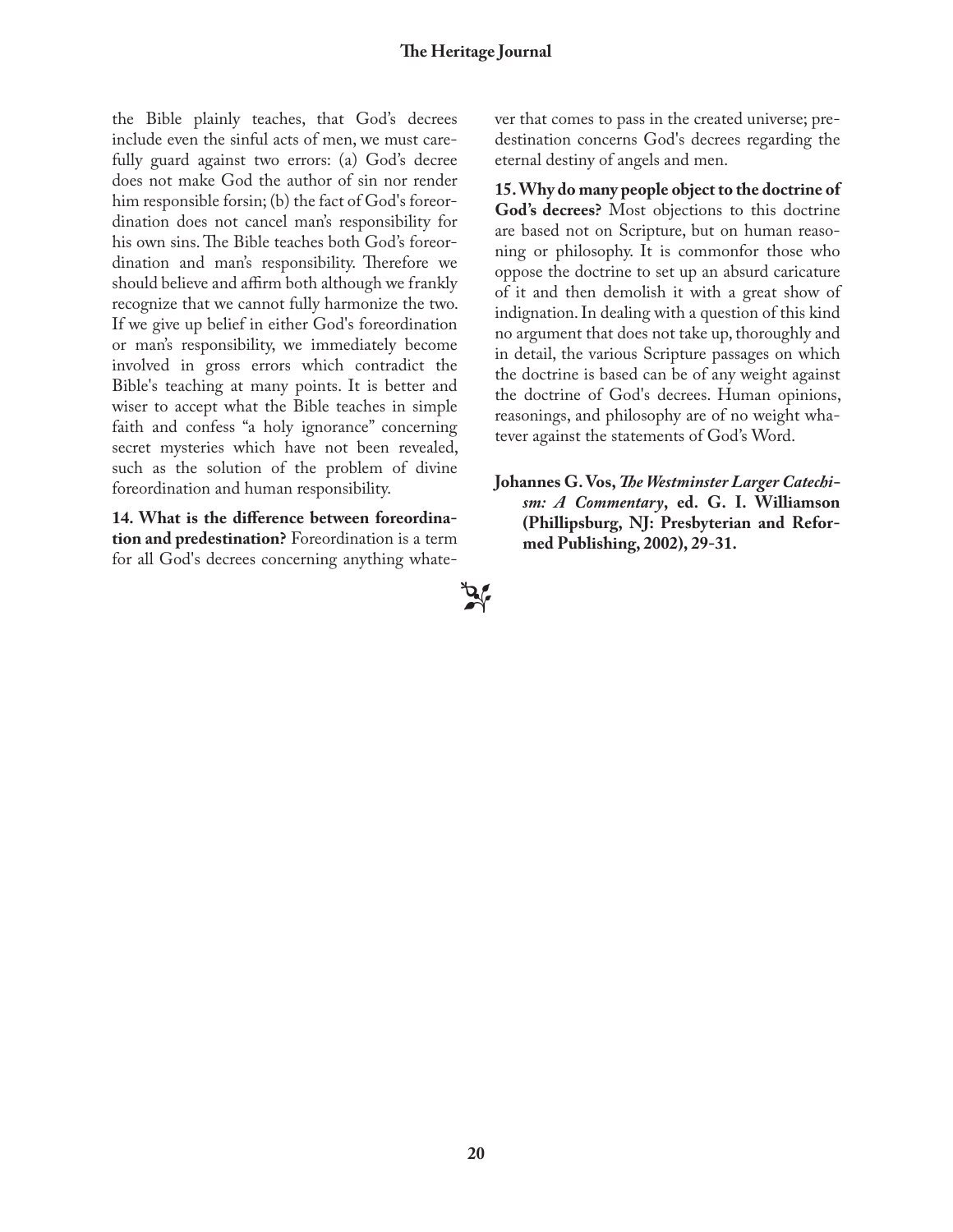the Bible plainly teaches, that God's decrees include even the sinful acts of men, we must carefully guard against two errors: (a) God's decree does not make God the author of sin nor render him responsible forsin; (b) the fact of God's foreordination does not cancel man's responsibility for his own sins. The Bible teaches both God's foreordination and man's responsibility. Therefore we should believe and affirm both although we frankly recognize that we cannot fully harmonize the two. If we give up belief in either God's foreordination or man's responsibility, we immediately become involved in gross errors which contradict the Bible's teaching at many points. It is better and wiser to accept what the Bible teaches in simple faith and confess "a holy ignorance" concerning secret mysteries which have not been revealed, such as the solution of the problem of divine foreordination and human responsibility.

**14. What is the difference between foreordination and predestination?** Foreordination is a term for all God's decrees concerning anything whatever that comes to pass in the created universe; predestination concerns God's decrees regarding the eternal destiny of angels and men.

**15. Why do many people object to the doctrine of God's decrees?** Most objections to this doctrine are based not on Scripture, but on human reasoning or philosophy. It is commonfor those who oppose the doctrine to set up an absurd caricature of it and then demolish it with a great show of indignation. In dealing with a question of this kind no argument that does not take up, thoroughly and in detail, the various Scripture passages on which the doctrine is based can be of any weight against the doctrine of God's decrees. Human opinions, reasonings, and philosophy are of no weight whatever against the statements of God's Word.

**Johannes G. Vos, *The Westminster Larger Catechism: A Commentary*, ed. G. I. Williamson (Phillipsburg, NJ: Presbyterian and Reformed Publishing, 2002), 29-31.**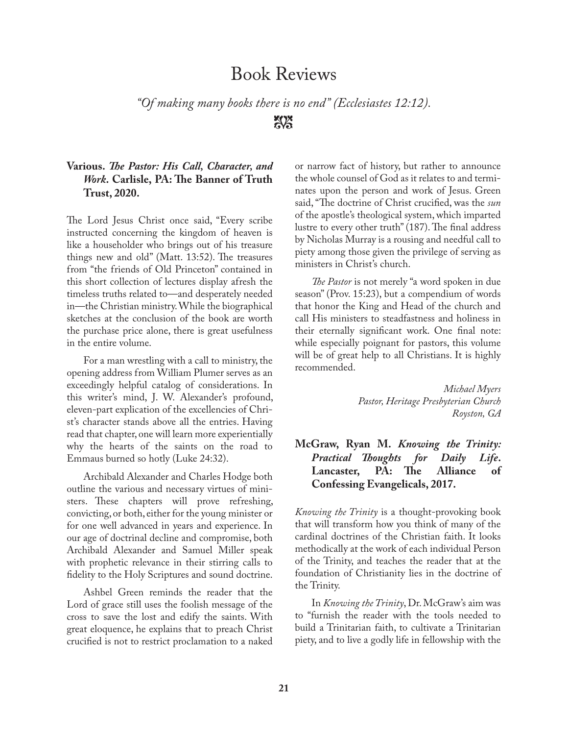# Book Reviews

*"Of making many books there is no end" (Ecclesiastes 12:12).*

**Various. *The Pastor: His Call, Character, and Work*. Carlisle, PA: The Banner of Truth Trust, 2020.**

The Lord Jesus Christ once said, "Every scribe instructed concerning the kingdom of heaven is like a householder who brings out of his treasure things new and old" (Matt. 13:52). The treasures from "the friends of Old Princeton" contained in this short collection of lectures display afresh the timeless truths related to—and desperately needed in—the Christian ministry. While the biographical sketches at the conclusion of the book are worth the purchase price alone, there is great usefulness in the entire volume.

For a man wrestling with a call to ministry, the opening address from William Plumer serves as an exceedingly helpful catalog of considerations. In this writer's mind, J. W. Alexander's profound, eleven-part explication of the excellencies of Christ's character stands above all the entries. Having read that chapter, one will learn more experientially why the hearts of the saints on the road to Emmaus burned so hotly (Luke 24:32).

Archibald Alexander and Charles Hodge both outline the various and necessary virtues of ministers. These chapters will prove refreshing, convicting, or both, either for the young minister or for one well advanced in years and experience. In our age of doctrinal decline and compromise, both Archibald Alexander and Samuel Miller speak with prophetic relevance in their stirring calls to fidelity to the Holy Scriptures and sound doctrine.

Ashbel Green reminds the reader that the Lord of grace still uses the foolish message of the cross to save the lost and edify the saints. With great eloquence, he explains that to preach Christ crucified is not to restrict proclamation to a naked or narrow fact of history, but rather to announce the whole counsel of God as it relates to and terminates upon the person and work of Jesus. Green said, "The doctrine of Christ crucified, was the *sun* of the apostle's theological system, which imparted lustre to every other truth" (187). The final address by Nicholas Murray is a rousing and needful call to piety among those given the privilege of serving as ministers in Christ's church.

*The Pastor* is not merely "a word spoken in due season" (Prov. 15:23), but a compendium of words that honor the King and Head of the church and call His ministers to steadfastness and holiness in their eternally significant work. One final note: while especially poignant for pastors, this volume will be of great help to all Christians. It is highly recommended.

*Michael Myers*
*Pastor, Heritage Presbyterian Church*
*Royston, GA*

**McGraw, Ryan M. *Knowing the Trinity: Practical Thoughts for Daily Life*. Lancaster, PA: The Alliance of Confessing Evangelicals, 2017.**

*Knowing the Trinity* is a thought-provoking book that will transform how you think of many of the cardinal doctrines of the Christian faith. It looks methodically at the work of each individual Person of the Trinity, and teaches the reader that at the foundation of Christianity lies in the doctrine of the Trinity.

In *Knowing the Trinity*, Dr. McGraw's aim was to "furnish the reader with the tools needed to build a Trinitarian faith, to cultivate a Trinitarian piety, and to live a godly life in fellowship with the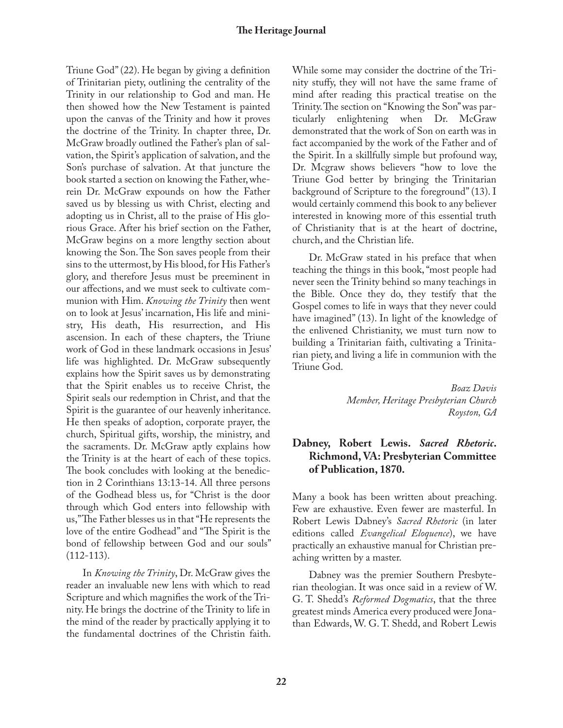Triune God" (22). He began by giving a definition of Trinitarian piety, outlining the centrality of the Trinity in our relationship to God and man. He then showed how the New Testament is painted upon the canvas of the Trinity and how it proves the doctrine of the Trinity. In chapter three, Dr. McGraw broadly outlined the Father's plan of salvation, the Spirit's application of salvation, and the Son's purchase of salvation. At that juncture the book started a section on knowing the Father, wherein Dr. McGraw expounds on how the Father saved us by blessing us with Christ, electing and adopting us in Christ, all to the praise of His glorious Grace. After his brief section on the Father, McGraw begins on a more lengthy section about knowing the Son. The Son saves people from their sins to the uttermost, by His blood, for His Father's glory, and therefore Jesus must be preeminent in our affections, and we must seek to cultivate communion with Him. *Knowing the Trinity* then went on to look at Jesus' incarnation, His life and ministry, His death, His resurrection, and His ascension. In each of these chapters, the Triune work of God in these landmark occasions in Jesus' life was highlighted. Dr. McGraw subsequently explains how the Spirit saves us by demonstrating that the Spirit enables us to receive Christ, the Spirit seals our redemption in Christ, and that the Spirit is the guarantee of our heavenly inheritance. He then speaks of adoption, corporate prayer, the church, Spiritual gifts, worship, the ministry, and the sacraments. Dr. McGraw aptly explains how the Trinity is at the heart of each of these topics. The book concludes with looking at the benediction in 2 Corinthians 13:13-14. All three persons of the Godhead bless us, for "Christ is the door through which God enters into fellowship with us," The Father blesses us in that "He represents the love of the entire Godhead" and "The Spirit is the bond of fellowship between God and our souls" (112-113).

In *Knowing the Trinity*, Dr. McGraw gives the reader an invaluable new lens with which to read Scripture and which magnifies the work of the Trinity. He brings the doctrine of the Trinity to life in the mind of the reader by practically applying it to the fundamental doctrines of the Christin faith. While some may consider the doctrine of the Trinity stuffy, they will not have the same frame of mind after reading this practical treatise on the Trinity. The section on "Knowing the Son" was particularly enlightening when Dr. McGraw demonstrated that the work of Son on earth was in fact accompanied by the work of the Father and of the Spirit. In a skillfully simple but profound way, Dr. Mcgraw shows believers "how to love the Triune God better by bringing the Trinitarian background of Scripture to the foreground" (13). I would certainly commend this book to any believer interested in knowing more of this essential truth of Christianity that is at the heart of doctrine, church, and the Christian life.

Dr. McGraw stated in his preface that when teaching the things in this book, "most people had never seen the Trinity behind so many teachings in the Bible. Once they do, they testify that the Gospel comes to life in ways that they never could have imagined" (13). In light of the knowledge of the enlivened Christianity, we must turn now to building a Trinitarian faith, cultivating a Trinitarian piety, and living a life in communion with the Triune God.

*Boaz Davis*
*Member, Heritage Presbyterian Church*
*Royston, GA*

### Dabney, Robert Lewis. *Sacred Rhetoric*. Richmond, VA: Presbyterian Committee of Publication, 1870.

Many a book has been written about preaching. Few are exhaustive. Even fewer are masterful. In Robert Lewis Dabney's *Sacred Rhetoric* (in later editions called *Evangelical Eloquence*), we have practically an exhaustive manual for Christian preaching written by a master.

Dabney was the premier Southern Presbyterian theologian. It was once said in a review of W. G. T. Shedd's *Reformed Dogmatics*, that the three greatest minds America every produced were Jonathan Edwards, W. G. T. Shedd, and Robert Lewis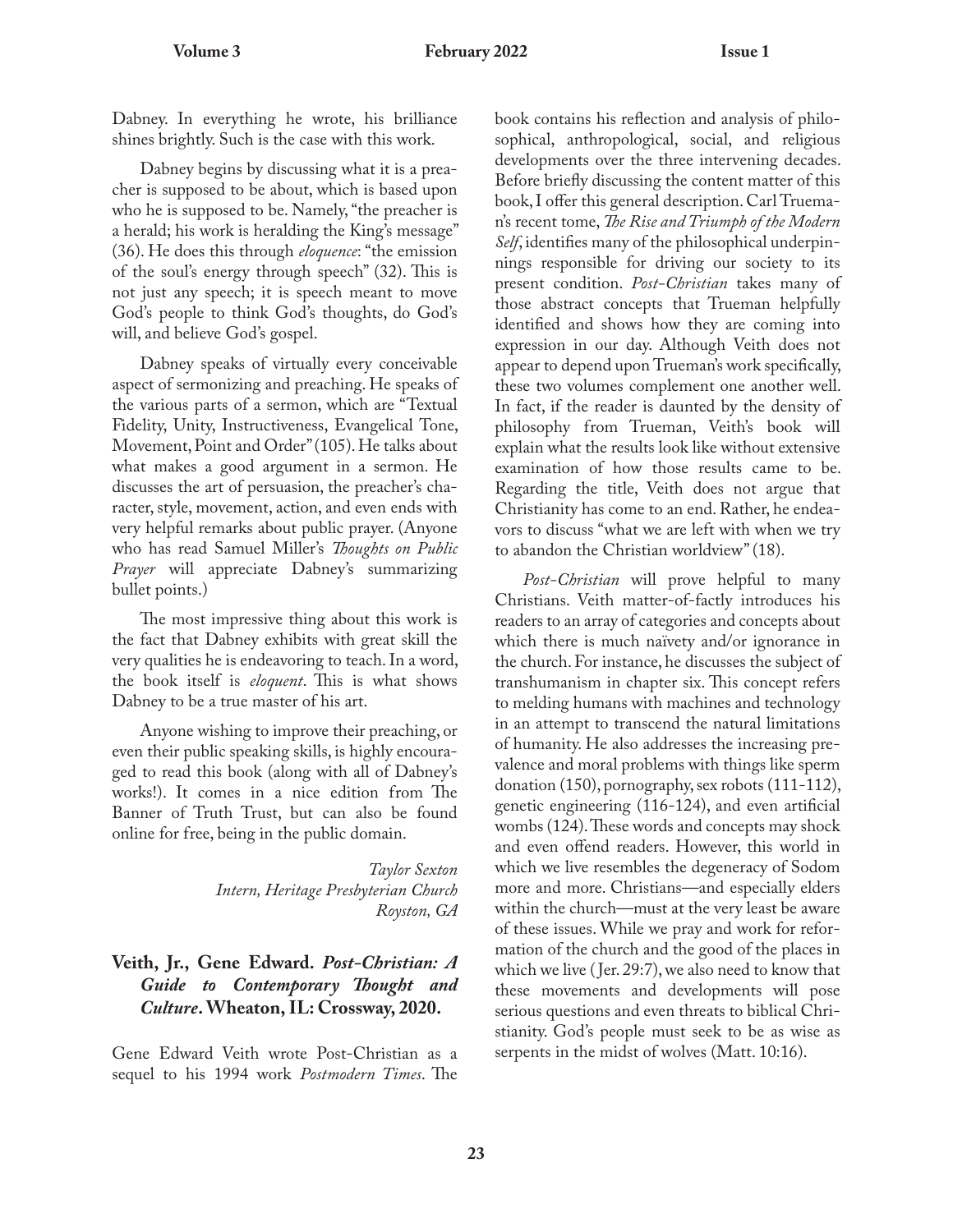Dabney. In everything he wrote, his brilliance shines brightly. Such is the case with this work.

Dabney begins by discussing what it is a preacher is supposed to be about, which is based upon who he is supposed to be. Namely, "the preacher is a herald; his work is heralding the King's message" (36). He does this through *eloquence*: "the emission of the soul's energy through speech" (32). This is not just any speech; it is speech meant to move God's people to think God's thoughts, do God's will, and believe God's gospel.

Dabney speaks of virtually every conceivable aspect of sermonizing and preaching. He speaks of the various parts of a sermon, which are "Textual Fidelity, Unity, Instructiveness, Evangelical Tone, Movement, Point and Order" (105). He talks about what makes a good argument in a sermon. He discusses the art of persuasion, the preacher's character, style, movement, action, and even ends with very helpful remarks about public prayer. (Anyone who has read Samuel Miller's *Thoughts on Public Prayer* will appreciate Dabney's summarizing bullet points.)

The most impressive thing about this work is the fact that Dabney exhibits with great skill the very qualities he is endeavoring to teach. In a word, the book itself is *eloquent*. This is what shows Dabney to be a true master of his art.

Anyone wishing to improve their preaching, or even their public speaking skills, is highly encouraged to read this book (along with all of Dabney's works!). It comes in a nice edition from The Banner of Truth Trust, but can also be found online for free, being in the public domain.

*Taylor Sexton*
*Intern, Heritage Presbyterian Church*
*Royston, GA*

## Veith, Jr., Gene Edward. *Post-Christian: A Guide to Contemporary Thought and Culture*. Wheaton, IL: Crossway, 2020.

Gene Edward Veith wrote Post-Christian as a sequel to his 1994 work *Postmodern Times*. The book contains his reflection and analysis of philosophical, anthropological, social, and religious developments over the three intervening decades. Before briefly discussing the content matter of this book, I offer this general description. Carl Trueman's recent tome, *The Rise and Triumph of the Modern Self*, identifies many of the philosophical underpinnings responsible for driving our society to its present condition. *Post-Christian* takes many of those abstract concepts that Trueman helpfully identified and shows how they are coming into expression in our day. Although Veith does not appear to depend upon Trueman's work specifically, these two volumes complement one another well. In fact, if the reader is daunted by the density of philosophy from Trueman, Veith's book will explain what the results look like without extensive examination of how those results came to be. Regarding the title, Veith does not argue that Christianity has come to an end. Rather, he endeavors to discuss "what we are left with when we try to abandon the Christian worldview" (18).

*Post-Christian* will prove helpful to many Christians. Veith matter-of-factly introduces his readers to an array of categories and concepts about which there is much naïvety and/or ignorance in the church. For instance, he discusses the subject of transhumanism in chapter six. This concept refers to melding humans with machines and technology in an attempt to transcend the natural limitations of humanity. He also addresses the increasing prevalence and moral problems with things like sperm donation (150), pornography, sex robots (111-112), genetic engineering (116-124), and even artificial wombs (124). These words and concepts may shock and even offend readers. However, this world in which we live resembles the degeneracy of Sodom more and more. Christians—and especially elders within the church—must at the very least be aware of these issues. While we pray and work for reformation of the church and the good of the places in which we live (Jer. 29:7), we also need to know that these movements and developments will pose serious questions and even threats to biblical Christianity. God's people must seek to be as wise as serpents in the midst of wolves (Matt. 10:16).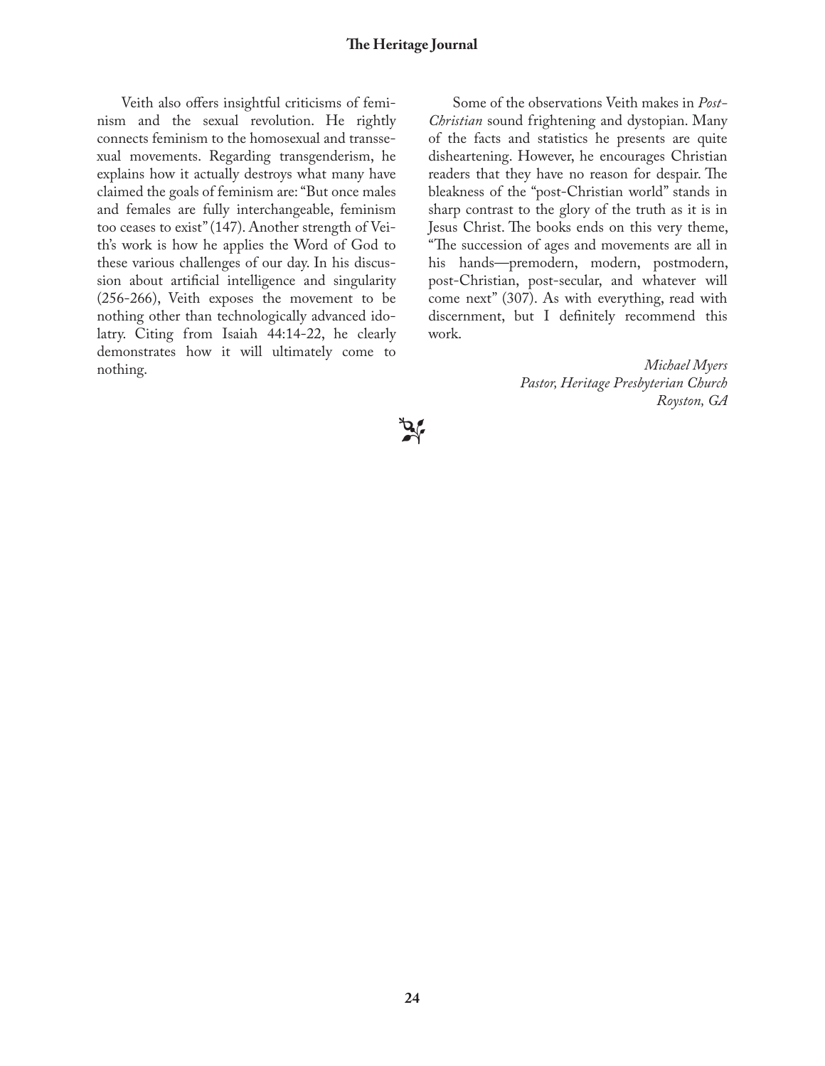Veith also offers insightful criticisms of feminism and the sexual revolution. He rightly connects feminism to the homosexual and transsexual movements. Regarding transgenderism, he explains how it actually destroys what many have claimed the goals of feminism are: "But once males and females are fully interchangeable, feminism too ceases to exist" (147). Another strength of Veith's work is how he applies the Word of God to these various challenges of our day. In his discussion about artificial intelligence and singularity (256-266), Veith exposes the movement to be nothing other than technologically advanced idolatry. Citing from Isaiah 44:14-22, he clearly demonstrates how it will ultimately come to nothing.

Some of the observations Veith makes in *Post-Christian* sound frightening and dystopian. Many of the facts and statistics he presents are quite disheartening. However, he encourages Christian readers that they have no reason for despair. The bleakness of the "post-Christian world" stands in sharp contrast to the glory of the truth as it is in Jesus Christ. The books ends on this very theme, "The succession of ages and movements are all in his hands—premodern, modern, postmodern, post-Christian, post-secular, and whatever will come next" (307). As with everything, read with discernment, but I definitely recommend this work.

*Michael Myers*
*Pastor, Heritage Presbyterian Church*
*Royston, GA*